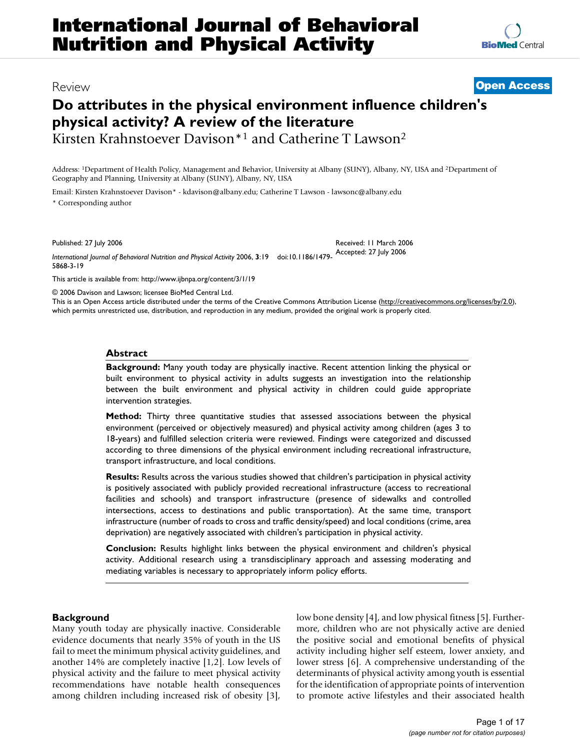Review

**Open Access**

# Do attributes in the physical environment influence children's physical activity? A review of the literature

Kirsten Krahnstoever Davison*[1] and Catherine T Lawson[2]

Address: [1]Department of Health Policy, Management and Behavior, University at Albany (SUNY), Albany, NY, USA and [2]Department of Geography and Planning, University at Albany (SUNY), Albany, NY, USA

Email: Kirsten Krahnstoever Davison* - kdavison@albany.edu; Catherine T Lawson - lawsonc@albany.edu

* Corresponding author

Published: 27 July 2006

Received: 11 March 2006

Accepted: 27 July 2006

*International Journal of Behavioral Nutrition and Physical Activity* 2006, **3**:19 doi:10.1186/1479-5868-3-19

This article is available from: http://www.ijbnpa.org/content/3/1/19

© 2006 Davison and Lawson; licensee BioMed Central Ltd.

This is an Open Access article distributed under the terms of the Creative Commons Attribution License (http://creativecommons.org/licenses/by/2.0), which permits unrestricted use, distribution, and reproduction in any medium, provided the original work is properly cited.

## Abstract

**Background:** Many youth today are physically inactive. Recent attention linking the physical or built environment to physical activity in adults suggests an investigation into the relationship between the built environment and physical activity in children could guide appropriate intervention strategies.

**Method:** Thirty three quantitative studies that assessed associations between the physical environment (perceived or objectively measured) and physical activity among children (ages 3 to 18-years) and fulfilled selection criteria were reviewed. Findings were categorized and discussed according to three dimensions of the physical environment including recreational infrastructure, transport infrastructure, and local conditions.

**Results:** Results across the various studies showed that children's participation in physical activity is positively associated with publicly provided recreational infrastructure (access to recreational facilities and schools) and transport infrastructure (presence of sidewalks and controlled intersections, access to destinations and public transportation). At the same time, transport infrastructure (number of roads to cross and traffic density/speed) and local conditions (crime, area deprivation) are negatively associated with children's participation in physical activity.

**Conclusion:** Results highlight links between the physical environment and children's physical activity. Additional research using a transdisciplinary approach and assessing moderating and mediating variables is necessary to appropriately inform policy efforts.

## Background

Many youth today are physically inactive. Considerable evidence documents that nearly 35% of youth in the US fail to meet the minimum physical activity guidelines, and another 14% are completely inactive [1,2]. Low levels of physical activity and the failure to meet physical activity recommendations have notable health consequences among children including increased risk of obesity [3], low bone density [4], and low physical fitness [5]. Furthermore, children who are not physically active are denied the positive social and emotional benefits of physical activity including higher self esteem, lower anxiety, and lower stress [6]. A comprehensive understanding of the determinants of physical activity among youth is essential for the identification of appropriate points of intervention to promote active lifestyles and their associated health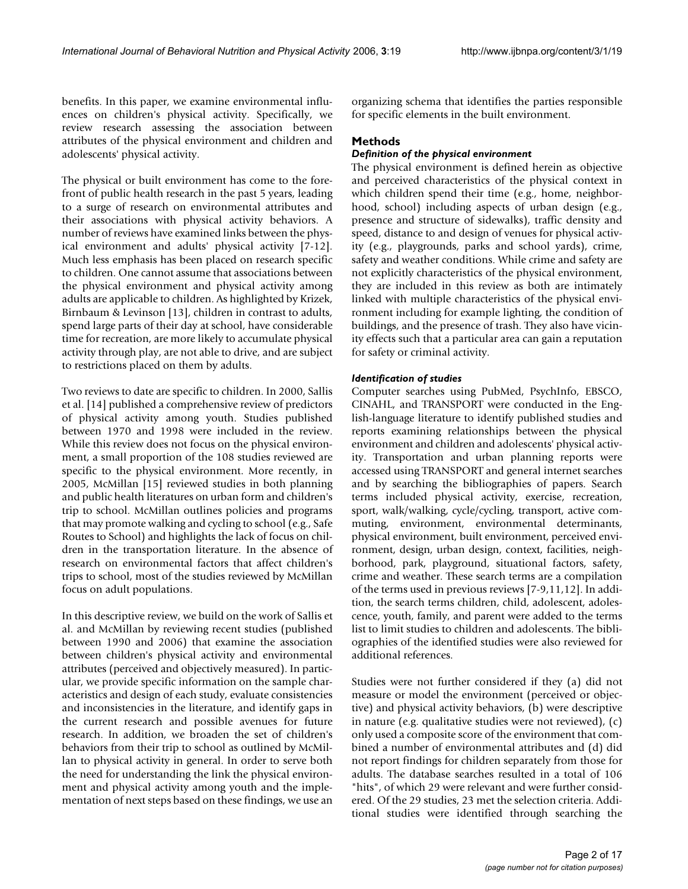benefits. In this paper, we examine environmental influences on children's physical activity. Specifically, we review research assessing the association between attributes of the physical environment and children and adolescents' physical activity.

The physical or built environment has come to the forefront of public health research in the past 5 years, leading to a surge of research on environmental attributes and their associations with physical activity behaviors. A number of reviews have examined links between the physical environment and adults' physical activity [7-12]. Much less emphasis has been placed on research specific to children. One cannot assume that associations between the physical environment and physical activity among adults are applicable to children. As highlighted by Krizek, Birnbaum & Levinson [13], children in contrast to adults, spend large parts of their day at school, have considerable time for recreation, are more likely to accumulate physical activity through play, are not able to drive, and are subject to restrictions placed on them by adults.

Two reviews to date are specific to children. In 2000, Sallis et al. [14] published a comprehensive review of predictors of physical activity among youth. Studies published between 1970 and 1998 were included in the review. While this review does not focus on the physical environment, a small proportion of the 108 studies reviewed are specific to the physical environment. More recently, in 2005, McMillan [15] reviewed studies in both planning and public health literatures on urban form and children's trip to school. McMillan outlines policies and programs that may promote walking and cycling to school (e.g., Safe Routes to School) and highlights the lack of focus on children in the transportation literature. In the absence of research on environmental factors that affect children's trips to school, most of the studies reviewed by McMillan focus on adult populations.

In this descriptive review, we build on the work of Sallis et al. and McMillan by reviewing recent studies (published between 1990 and 2006) that examine the association between children's physical activity and environmental attributes (perceived and objectively measured). In particular, we provide specific information on the sample characteristics and design of each study, evaluate consistencies and inconsistencies in the literature, and identify gaps in the current research and possible avenues for future research. In addition, we broaden the set of children's behaviors from their trip to school as outlined by McMillan to physical activity in general. In order to serve both the need for understanding the link the physical environment and physical activity among youth and the implementation of next steps based on these findings, we use an organizing schema that identifies the parties responsible for specific elements in the built environment.

## Methods

### *Definition of the physical environment*

The physical environment is defined herein as objective and perceived characteristics of the physical context in which children spend their time (e.g., home, neighborhood, school) including aspects of urban design (e.g., presence and structure of sidewalks), traffic density and speed, distance to and design of venues for physical activity (e.g., playgrounds, parks and school yards), crime, safety and weather conditions. While crime and safety are not explicitly characteristics of the physical environment, they are included in this review as both are intimately linked with multiple characteristics of the physical environment including for example lighting, the condition of buildings, and the presence of trash. They also have vicinity effects such that a particular area can gain a reputation for safety or criminal activity.

### *Identification of studies*

Computer searches using PubMed, PsychInfo, EBSCO, CINAHL, and TRANSPORT were conducted in the English-language literature to identify published studies and reports examining relationships between the physical environment and children and adolescents' physical activity. Transportation and urban planning reports were accessed using TRANSPORT and general internet searches and by searching the bibliographies of papers. Search terms included physical activity, exercise, recreation, sport, walk/walking, cycle/cycling, transport, active commuting, environment, environmental determinants, physical environment, built environment, perceived environment, design, urban design, context, facilities, neighborhood, park, playground, situational factors, safety, crime and weather. These search terms are a compilation of the terms used in previous reviews [7-9,11,12]. In addition, the search terms children, child, adolescent, adolescence, youth, family, and parent were added to the terms list to limit studies to children and adolescents. The bibliographies of the identified studies were also reviewed for additional references.

Studies were not further considered if they (a) did not measure or model the environment (perceived or objective) and physical activity behaviors, (b) were descriptive in nature (e.g. qualitative studies were not reviewed), (c) only used a composite score of the environment that combined a number of environmental attributes and (d) did not report findings for children separately from those for adults. The database searches resulted in a total of 106 "hits", of which 29 were relevant and were further considered. Of the 29 studies, 23 met the selection criteria. Additional studies were identified through searching the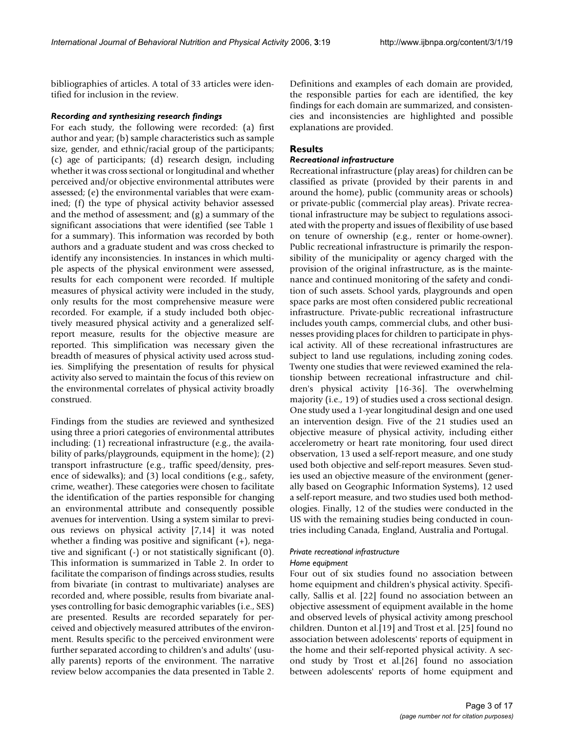bibliographies of articles. A total of 33 articles were identified for inclusion in the review.

### *Recording and synthesizing research findings*

For each study, the following were recorded: (a) first author and year; (b) sample characteristics such as sample size, gender, and ethnic/racial group of the participants; (c) age of participants; (d) research design, including whether it was cross sectional or longitudinal and whether perceived and/or objective environmental attributes were assessed; (e) the environmental variables that were examined; (f) the type of physical activity behavior assessed and the method of assessment; and (g) a summary of the significant associations that were identified (see Table 1 for a summary). This information was recorded by both authors and a graduate student and was cross checked to identify any inconsistencies. In instances in which multiple aspects of the physical environment were assessed, results for each component were recorded. If multiple measures of physical activity were included in the study, only results for the most comprehensive measure were recorded. For example, if a study included both objectively measured physical activity and a generalized self-report measure, results for the objective measure are reported. This simplification was necessary given the breadth of measures of physical activity used across studies. Simplifying the presentation of results for physical activity also served to maintain the focus of this review on the environmental correlates of physical activity broadly construed.

Findings from the studies are reviewed and synthesized using three a priori categories of environmental attributes including: (1) recreational infrastructure (e.g., the availability of parks/playgrounds, equipment in the home); (2) transport infrastructure (e.g., traffic speed/density, presence of sidewalks); and (3) local conditions (e.g., safety, crime, weather). These categories were chosen to facilitate the identification of the parties responsible for changing an environmental attribute and consequently possible avenues for intervention. Using a system similar to previous reviews on physical activity [7,14] it was noted whether a finding was positive and significant (+), negative and significant (-) or not statistically significant (0). This information is summarized in Table 2. In order to facilitate the comparison of findings across studies, results from bivariate (in contrast to multivariate) analyses are recorded and, where possible, results from bivariate analyses controlling for basic demographic variables (i.e., SES) are presented. Results are recorded separately for perceived and objectively measured attributes of the environment. Results specific to the perceived environment were further separated according to children's and adults' (usually parents) reports of the environment. The narrative review below accompanies the data presented in Table 2. Definitions and examples of each domain are provided, the responsible parties for each are identified, the key findings for each domain are summarized, and consistencies and inconsistencies are highlighted and possible explanations are provided.

## Results

### *Recreational infrastructure*

Recreational infrastructure (play areas) for children can be classified as private (provided by their parents in and around the home), public (community areas or schools) or private-public (commercial play areas). Private recreational infrastructure may be subject to regulations associated with the property and issues of flexibility of use based on tenure of ownership (e.g., renter or home-owner). Public recreational infrastructure is primarily the responsibility of the municipality or agency charged with the provision of the original infrastructure, as is the maintenance and continued monitoring of the safety and condition of such assets. School yards, playgrounds and open space parks are most often considered public recreational infrastructure. Private-public recreational infrastructure includes youth camps, commercial clubs, and other businesses providing places for children to participate in physical activity. All of these recreational infrastructures are subject to land use regulations, including zoning codes. Twenty one studies that were reviewed examined the relationship between recreational infrastructure and children's physical activity [16-36]. The overwhelming majority (i.e., 19) of studies used a cross sectional design. One study used a 1-year longitudinal design and one used an intervention design. Five of the 21 studies used an objective measure of physical activity, including either accelerometry or heart rate monitoring, four used direct observation, 13 used a self-report measure, and one study used both objective and self-report measures. Seven studies used an objective measure of the environment (generally based on Geographic Information Systems), 12 used a self-report measure, and two studies used both methodologies. Finally, 12 of the studies were conducted in the US with the remaining studies being conducted in countries including Canada, England, Australia and Portugal.

#### *Private recreational infrastructure*

##### *Home equipment*

Four out of six studies found no association between home equipment and children's physical activity. Specifically, Sallis et al. [22] found no association between an objective assessment of equipment available in the home and observed levels of physical activity among preschool children. Dunton et al.[19] and Trost et al. [25] found no association between adolescents' reports of equipment in the home and their self-reported physical activity. A second study by Trost et al.[26] found no association between adolescents' reports of home equipment and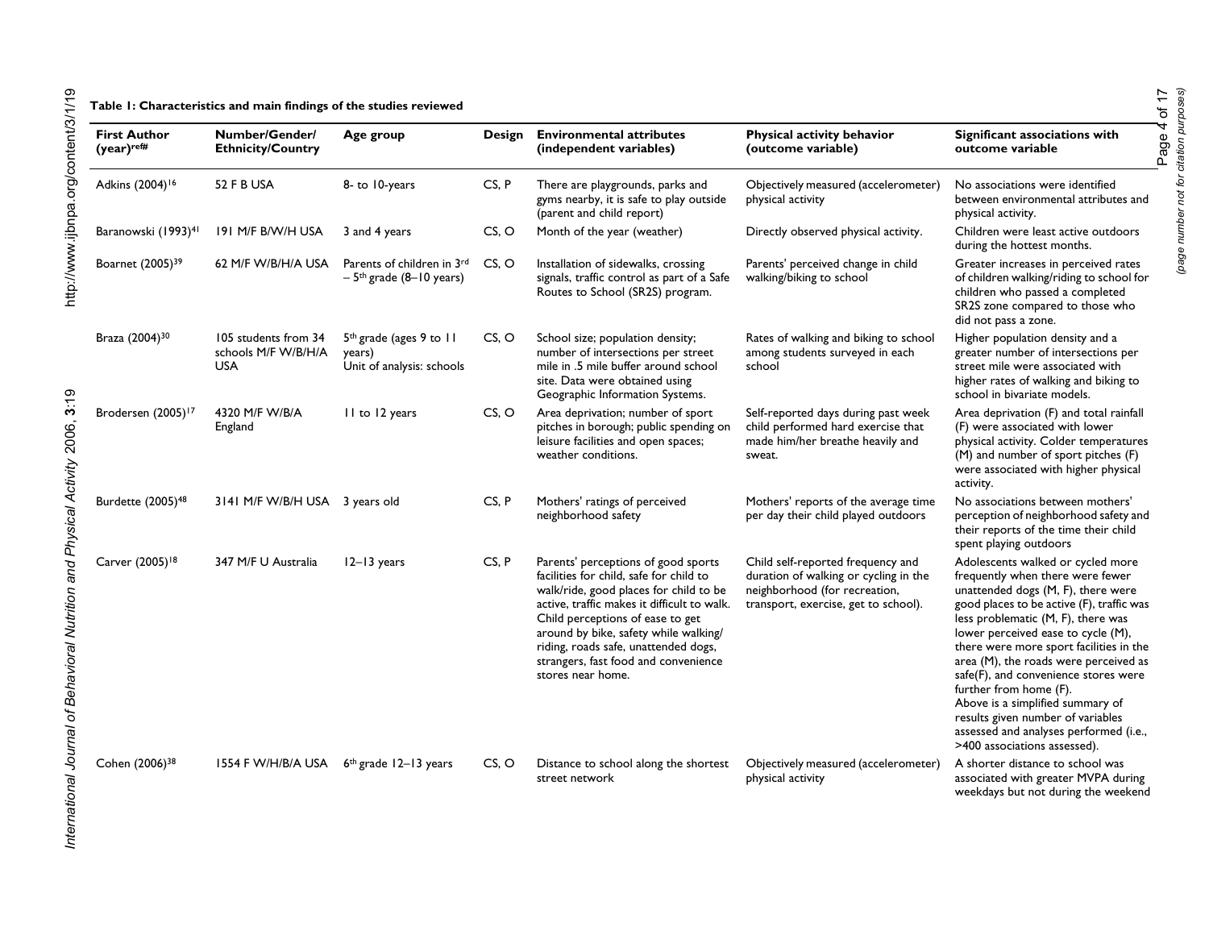**Table 1: Characteristics and main findings of the studies reviewed**

| First Author (year)[ref#] | Number/Gender/ Ethnicity/Country | Age group | Design | Environmental attributes (independent variables) | Physical activity behavior (outcome variable) | Significant associations with outcome variable |
|---|---|---|---|---|---|---|
| Adkins (2004)[16] | 52 F B USA | 8- to 10-years | CS, P | There are playgrounds, parks and gyms nearby, it is safe to play outside (parent and child report) | Objectively measured (accelerometer) physical activity | No associations were identified between environmental attributes and physical activity. |
| Baranowski (1993)[41] | 191 M/F B/W/H USA | 3 and 4 years | CS, O | Month of the year (weather) | Directly observed physical activity. | Children were least active outdoors during the hottest months. |
| Boarnet (2005)[39] | 62 M/F W/B/H/A USA | Parents of children in 3rd – 5th grade (8–10 years) | CS, O | Installation of sidewalks, crossing signals, traffic control as part of a Safe Routes to School (SR2S) program. | Parents' perceived change in child walking/biking to school | Greater increases in perceived rates of children walking/riding to school for children who passed a completed SR2S zone compared to those who did not pass a zone. |
| Braza (2004)[30] | 105 students from 34 schools M/F W/B/H/A USA | 5th grade (ages 9 to 11 years) Unit of analysis: schools | CS, O | School size; population density; number of intersections per street mile in .5 mile buffer around school site. Data were obtained using Geographic Information Systems. | Rates of walking and biking to school among students surveyed in each school | Higher population density and a greater number of intersections per street mile were associated with higher rates of walking and biking to school in bivariate models. |
| Brodersen (2005)[17] | 4320 M/F W/B/A England | 11 to 12 years | CS, O | Area deprivation; number of sport pitches in borough; public spending on leisure facilities and open spaces; weather conditions. | Self-reported days during past week child performed hard exercise that made him/her breathe heavily and sweat. | Area deprivation (F) and total rainfall (F) were associated with lower physical activity. Colder temperatures (M) and number of sport pitches (F) were associated with higher physical activity. |
| Burdette (2005)[48] | 3141 M/F W/B/H USA | 3 years old | CS, P | Mothers' ratings of perceived neighborhood safety | Mothers' reports of the average time per day their child played outdoors | No associations between mothers' perception of neighborhood safety and their reports of the time their child spent playing outdoors |
| Carver (2005)[18] | 347 M/F U Australia | 12–13 years | CS, P | Parents' perceptions of good sports facilities for child, safe for child to walk/ride, good places for child to be active, traffic makes it difficult to walk. Child perceptions of ease to get around by bike, safety while walking/ riding, roads safe, unattended dogs, strangers, fast food and convenience stores near home. | Child self-reported frequency and duration of walking or cycling in the neighborhood (for recreation, transport, exercise, get to school). | Adolescents walked or cycled more frequently when there were fewer unattended dogs (M, F), there were good places to be active (F), traffic was less problematic (M, F), there was lower perceived ease to cycle (M), there were more sport facilities in the area (M), the roads were perceived as safe(F), and convenience stores were further from home (F). Above is a simplified summary of results given number of variables assessed and analyses performed (i.e., >400 associations assessed). |
| Cohen (2006)[38] | 1554 F W/H/B/A USA | 6th grade 12–13 years | CS, O | Distance to school along the shortest street network | Objectively measured (accelerometer) physical activity | A shorter distance to school was associated with greater MVPA during weekdays but not during the weekend |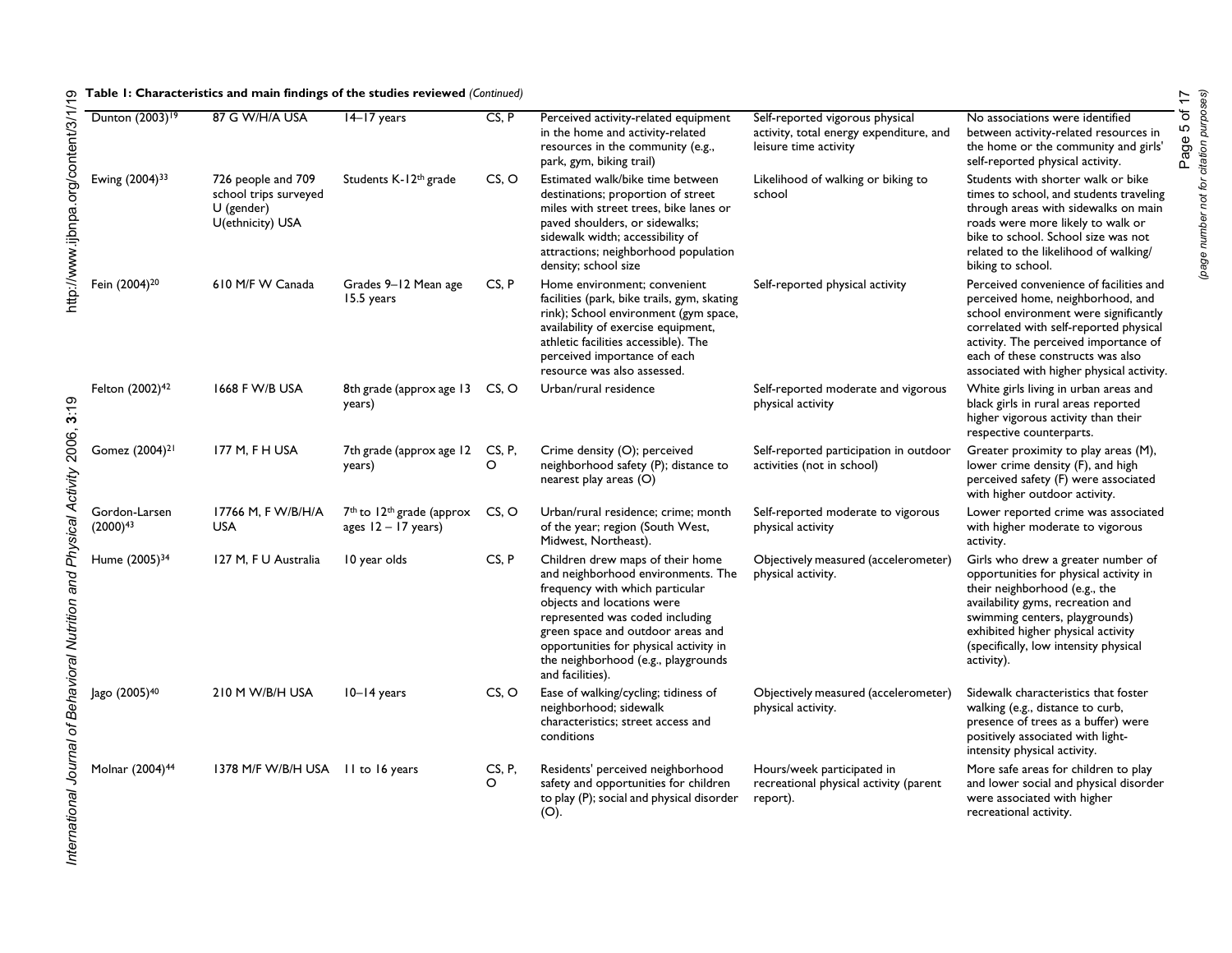**Table 1: Characteristics and main findings of the studies reviewed** *(Continued)*

| | | | | | | |
|---|---|---|---|---|---|---|
| Dunton (2003)[19] | 87 G W/H/A USA | 14–17 years | CS, P | Perceived activity-related equipment in the home and activity-related resources in the community (e.g., park, gym, biking trail) | Self-reported vigorous physical activity, total energy expenditure, and leisure time activity | No associations were identified between activity-related resources in the home or the community and girls' self-reported physical activity. |
| Ewing (2004)[33] | 726 people and 709 school trips surveyed U (gender) U(ethnicity) USA | Students K-12th grade | CS, O | Estimated walk/bike time between destinations; proportion of street miles with street trees, bike lanes or paved shoulders, or sidewalks; sidewalk width; accessibility of attractions; neighborhood population density; school size | Likelihood of walking or biking to school | Students with shorter walk or bike times to school, and students traveling through areas with sidewalks on main roads were more likely to walk or bike to school. School size was not related to the likelihood of walking/biking to school. |
| Fein (2004)[20] | 610 M/F W Canada | Grades 9–12 Mean age 15.5 years | CS, P | Home environment; convenient facilities (park, bike trails, gym, skating rink); School environment (gym space, availability of exercise equipment, athletic facilities accessible). The perceived importance of each resource was also assessed. | Self-reported physical activity | Perceived convenience of facilities and perceived home, neighborhood, and school environment were significantly correlated with self-reported physical activity. The perceived importance of each of these constructs was also associated with higher physical activity. |
| Felton (2002)[42] | 1668 F W/B USA | 8th grade (approx age 13 years) | CS, O | Urban/rural residence | Self-reported moderate and vigorous physical activity | White girls living in urban areas and black girls in rural areas reported higher vigorous activity than their respective counterparts. |
| Gomez (2004)[21] | 177 M, F H USA | 7th grade (approx age 12 years) | CS, P, O | Crime density (O); perceived neighborhood safety (P); distance to nearest play areas (O) | Self-reported participation in outdoor activities (not in school) | Greater proximity to play areas (M), lower crime density (F), and high perceived safety (F) were associated with higher outdoor activity. |
| Gordon-Larsen (2000)[43] | 17766 M, F W/B/H/A USA | 7th to 12th grade (approx ages 12 – 17 years) | CS, O | Urban/rural residence; crime; month of the year; region (South West, Midwest, Northeast). | Self-reported moderate to vigorous physical activity | Lower reported crime was associated with higher moderate to vigorous activity. |
| Hume (2005)[34] | 127 M, F U Australia | 10 year olds | CS, P | Children drew maps of their home and neighborhood environments. The frequency with which particular objects and locations were represented was coded including green space and outdoor areas and opportunities for physical activity in the neighborhood (e.g., playgrounds and facilities). | Objectively measured (accelerometer) physical activity. | Girls who drew a greater number of opportunities for physical activity in their neighborhood (e.g., the availability gyms, recreation and swimming centers, playgrounds) exhibited higher physical activity (specifically, low intensity physical activity). |
| Jago (2005)[40] | 210 M W/B/H USA | 10–14 years | CS, O | Ease of walking/cycling; tidiness of neighborhood; sidewalk characteristics; street access and conditions | Objectively measured (accelerometer) physical activity. | Sidewalk characteristics that foster walking (e.g., distance to curb, presence of trees as a buffer) were positively associated with light-intensity physical activity. |
| Molnar (2004)[44] | 1378 M/F W/B/H USA | 11 to 16 years | CS, P, O | Residents' perceived neighborhood safety and opportunities for children to play (P); social and physical disorder (O). | Hours/week participated in recreational physical activity (parent report). | More safe areas for children to play and lower social and physical disorder were associated with higher recreational activity. |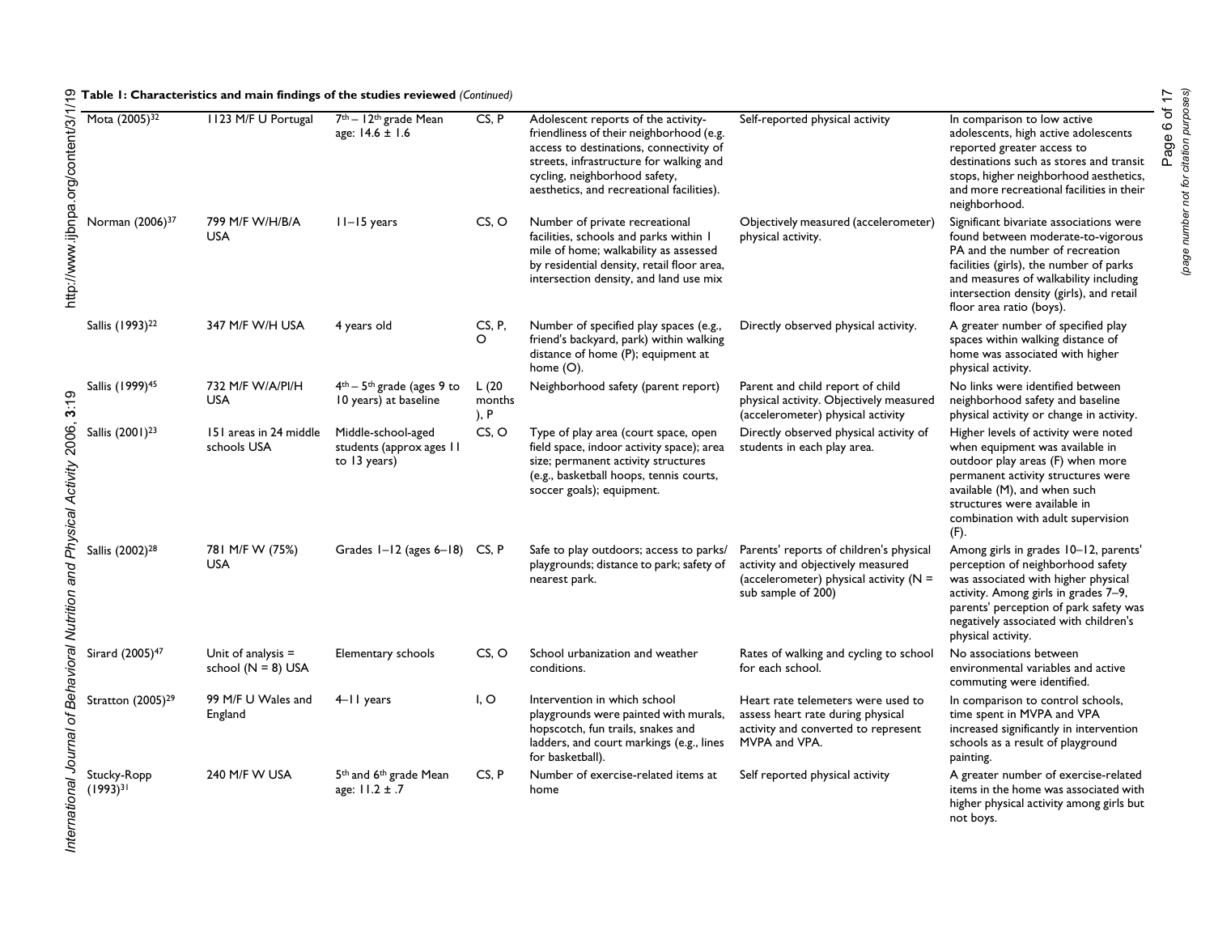**Table 1: Characteristics and main findings of the studies reviewed** *(Continued)*

| | | | | | | |
|---|---|---|---|---|---|---|
| Mota (2005)[32] | 1123 M/F U Portugal | 7th – 12th grade Mean age: 14.6 ± 1.6 | CS, P | Adolescent reports of the activity-friendliness of their neighborhood (e.g. access to destinations, connectivity of streets, infrastructure for walking and cycling, neighborhood safety, aesthetics, and recreational facilities). | Self-reported physical activity | In comparison to low active adolescents, high active adolescents reported greater access to destinations such as stores and transit stops, higher neighborhood aesthetics, and more recreational facilities in their neighborhood. |
| Norman (2006)[37] | 799 M/F W/H/B/A USA | 11–15 years | CS, O | Number of private recreational facilities, schools and parks within 1 mile of home; walkability as assessed by residential density, retail floor area, intersection density, and land use mix | Objectively measured (accelerometer) physical activity. | Significant bivariate associations were found between moderate-to-vigorous PA and the number of recreation facilities (girls), the number of parks and measures of walkability including intersection density (girls), and retail floor area ratio (boys). |
| Sallis (1993)[22] | 347 M/F W/H USA | 4 years old | CS, P, O | Number of specified play spaces (e.g., friend's backyard, park) within walking distance of home (P); equipment at home (O). | Directly observed physical activity. | A greater number of specified play spaces within walking distance of home was associated with higher physical activity. |
| Sallis (1999)[45] | 732 M/F W/A/PI/H USA | 4th – 5th grade (ages 9 to 10 years) at baseline | L (20 months), P | Neighborhood safety (parent report) | Parent and child report of child physical activity. Objectively measured (accelerometer) physical activity | No links were identified between neighborhood safety and baseline physical activity or change in activity. |
| Sallis (2001)[23] | 151 areas in 24 middle schools USA | Middle-school-aged students (approx ages 11 to 13 years) | CS, O | Type of play area (court space, open field space, indoor activity space); area size; permanent activity structures (e.g., basketball hoops, tennis courts, soccer goals); equipment. | Directly observed physical activity of students in each play area. | Higher levels of activity were noted when equipment was available in outdoor play areas (F) when more permanent activity structures were available (M), and when such structures were available in combination with adult supervision (F). |
| Sallis (2002)[28] | 781 M/F W (75%) USA | Grades 1–12 (ages 6–18) | CS, P | Safe to play outdoors; access to parks/ playgrounds; distance to park; safety of nearest park. | Parents' reports of children's physical activity and objectively measured (accelerometer) physical activity (N = sub sample of 200) | Among girls in grades 10–12, parents' perception of neighborhood safety was associated with higher physical activity. Among girls in grades 7–9, parents' perception of park safety was negatively associated with children's physical activity. |
| Sirard (2005)[47] | Unit of analysis = school (N = 8) USA | Elementary schools | CS, O | School urbanization and weather conditions. | Rates of walking and cycling to school for each school. | No associations between environmental variables and active commuting were identified. |
| Stratton (2005)[29] | 99 M/F U Wales and England | 4–11 years | I, O | Intervention in which school playgrounds were painted with murals, hopscotch, fun trails, snakes and ladders, and court markings (e.g., lines for basketball). | Heart rate telemeters were used to assess heart rate during physical activity and converted to represent MVPA and VPA. | In comparison to control schools, time spent in MVPA and VPA increased significantly in intervention schools as a result of playground painting. |
| Stucky-Ropp (1993)[31] | 240 M/F W USA | 5th and 6th grade Mean age: 11.2 ± .7 | CS, P | Number of exercise-related items at home | Self reported physical activity | A greater number of exercise-related items in the home was associated with higher physical activity among girls but not boys. |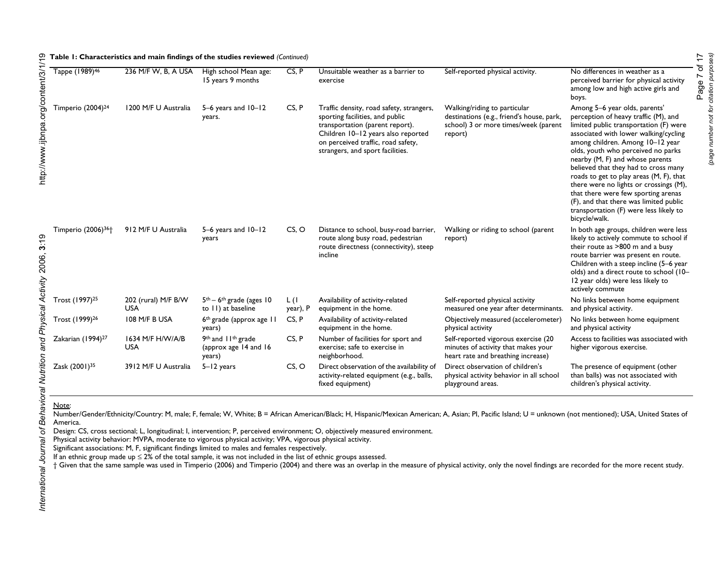**Table 1: Characteristics and main findings of the studies reviewed** *(Continued)*

| | | | | | | |
|---|---|---|---|---|---|---|
| Tappe (1989)[46] | 236 M/F W, B, A USA | High school Mean age: 15 years 9 months | CS, P | Unsuitable weather as a barrier to exercise | Self-reported physical activity. | No differences in weather as a perceived barrier for physical activity among low and high active girls and boys. |
| Timperio (2004)[24] | 1200 M/F U Australia | 5–6 years and 10–12 years. | CS, P | Traffic density, road safety, strangers, sporting facilities, and public transportation (parent report). Children 10–12 years also reported on perceived traffic, road safety, strangers, and sport facilities. | Walking/riding to particular destinations (e.g., friend's house, park, school) 3 or more times/week (parent report) | Among 5–6 year olds, parents' perception of heavy traffic (M), and limited public transportation (F) were associated with lower walking/cycling among children. Among 10–12 year olds, youth who perceived no parks nearby (M, F) and whose parents believed that they had to cross many roads to get to play areas (M, F), that there were no lights or crossings (M), that there were few sporting arenas (F), and that there was limited public transportation (F) were less likely to bicycle/walk. |
| Timperio (2006)[36]† | 912 M/F U Australia | 5–6 years and 10–12 years | CS, O | Distance to school, busy-road barrier, route along busy road, pedestrian route directness (connectivity), steep incline | Walking or riding to school (parent report) | In both age groups, children were less likely to actively commute to school if their route as >800 m and a busy route barrier was present en route. Children with a steep incline (5–6 year olds) and a direct route to school (10–12 year olds) were less likely to actively commute |
| Trost (1997)[25] | 202 (rural) M/F B/W USA | 5th – 6th grade (ages 10 to 11) at baseline | L (1 year), P | Availability of activity-related equipment in the home. | Self-reported physical activity measured one year after determinants. | No links between home equipment and physical activity. |
| Trost (1999)[26] | 108 M/F B USA | 6th grade (approx age 11 years) | CS, P | Availability of activity-related equipment in the home. | Objectively measured (accelerometer) physical activity | No links between home equipment and physical activity |
| Zakarian (1994)[27] | 1634 M/F H/W/A/B USA | 9th and 11th grade (approx age 14 and 16 years) | CS, P | Number of facilities for sport and exercise; safe to exercise in neighborhood. | Self-reported vigorous exercise (20 minutes of activity that makes your heart rate and breathing increase) | Access to facilities was associated with higher vigorous exercise. |
| Zask (2001)[35] | 3912 M/F U Australia | 5–12 years | CS, O | Direct observation of the availability of activity-related equipment (e.g., balls, fixed equipment) | Direct observation of children's physical activity behavior in all school playground areas. | The presence of equipment (other than balls) was not associated with children's physical activity. |

Note:

Number/Gender/Ethnicity/Country: M, male; F, female; W, White; B = African American/Black; H, Hispanic/Mexican American; A, Asian; PI, Pacific Island; U = unknown (not mentioned); USA, United States of America.

Design: CS, cross sectional; L, longitudinal; I, intervention; P, perceived environment; O, objectively measured environment.

Physical activity behavior: MVPA, moderate to vigorous physical activity; VPA, vigorous physical activity.

Significant associations: M, F, significant findings limited to males and females respectively.

If an ethnic group made up ≤ 2% of the total sample, it was not included in the list of ethnic groups assessed.

† Given that the same sample was used in Timperio (2006) and Timperio (2004) and there was an overlap in the measure of physical activity, only the novel findings are recorded for the more recent study.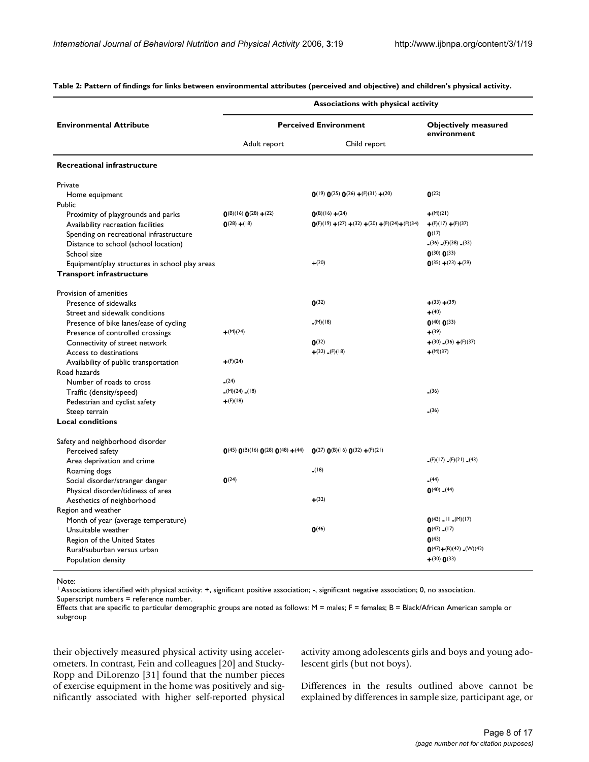**Table 2: Pattern of findings for links between environmental attributes (perceived and objective) and children's physical activity.**

| Environmental Attribute | Associations with physical activity | | |
|---|---|---|---|
| | Perceived Environment | | Objectively measured environment |
| | Adult report | Child report | |
| **Recreational infrastructure** | | | |
| Private | | | |
| Home equipment | | 0(19) 0(25) 0(26) +(F)(31) +(20) | 0(22) |
| Public | | | |
| Proximity of playgrounds and parks | 0(B)(16) 0(28) +(22) | 0(B)(16) +(24) | +(M)(21) |
| Availability recreation facilities | 0(28) +(18) | 0(F)(19) +(27) +(32) +(20) +(F)(24) +(F)(34) | +(F)(17) +(F)(37) |
| Spending on recreational infrastructure | | | 0(17) |
| Distance to school (school location) | | | -(36) -(F)(38) -(33) |
| School size | | | 0(30) 0(33) |
| Equipment/play structures in school play areas | | +(20) | 0(35) +(23) +(29) |
| **Transport infrastructure** | | | |
| Provision of amenities | | | |
| Presence of sidewalks | | 0(32) | +(33) +(39) |
| Street and sidewalk conditions | | | +(40) |
| Presence of bike lanes/ease of cycling | | -(M)(18) | 0(40) 0(33) |
| Presence of controlled crossings | +(M)(24) | | +(39) |
| Connectivity of street network | | 0(32) | +(30) -(36) +(F)(37) |
| Access to destinations | | +(32) -(F)(18) | +(M)(37) |
| Availability of public transportation | +(F)(24) | | |
| Road hazards | | | |
| Number of roads to cross | -(24) | | |
| Traffic (density/speed) | -(M)(24) -(18) | | -(36) |
| Pedestrian and cyclist safety | +(F)(18) | | |
| Steep terrain | | | -(36) |
| **Local conditions** | | | |
| Safety and neighborhood disorder | | | |
| Perceived safety | 0(45) 0(B)(16) 0(28) 0(48) +(44) | 0(27) 0(B)(16) 0(32) +(F)(21) | |
| Area deprivation and crime | | | -(F)(17) -(F)(21) -(43) |
| Roaming dogs | | -(18) | |
| Social disorder/stranger danger | 0(24) | | -(44) |
| Physical disorder/tidiness of area | | | 0(40) -(44) |
| Aesthetics of neighborhood | | +(32) | |
| Region and weather | | | |
| Month of year (average temperature) | | | 0(43) -11 -(M)(17) |
| Unsuitable weather | | 0(46) | 0(47) -(17) |
| Region of the United States | | | 0(43) |
| Rural/suburban versus urban | | | 0(47) +(B)(42) -(W)(42) |
| Population density | | | +(30) 0(33) |

Note:
[1] Associations identified with physical activity: +, significant positive association; -, significant negative association; 0, no association.
Superscript numbers = reference number.
Effects that are specific to particular demographic groups are noted as follows: M = males; F = females; B = Black/African American sample or subgroup

their objectively measured physical activity using accelerometers. In contrast, Fein and colleagues [20] and Stucky-Ropp and DiLorenzo [31] found that the number pieces of exercise equipment in the home was positively and significantly associated with higher self-reported physical activity among adolescents girls and boys and young adolescent girls (but not boys).

Differences in the results outlined above cannot be explained by differences in sample size, participant age, or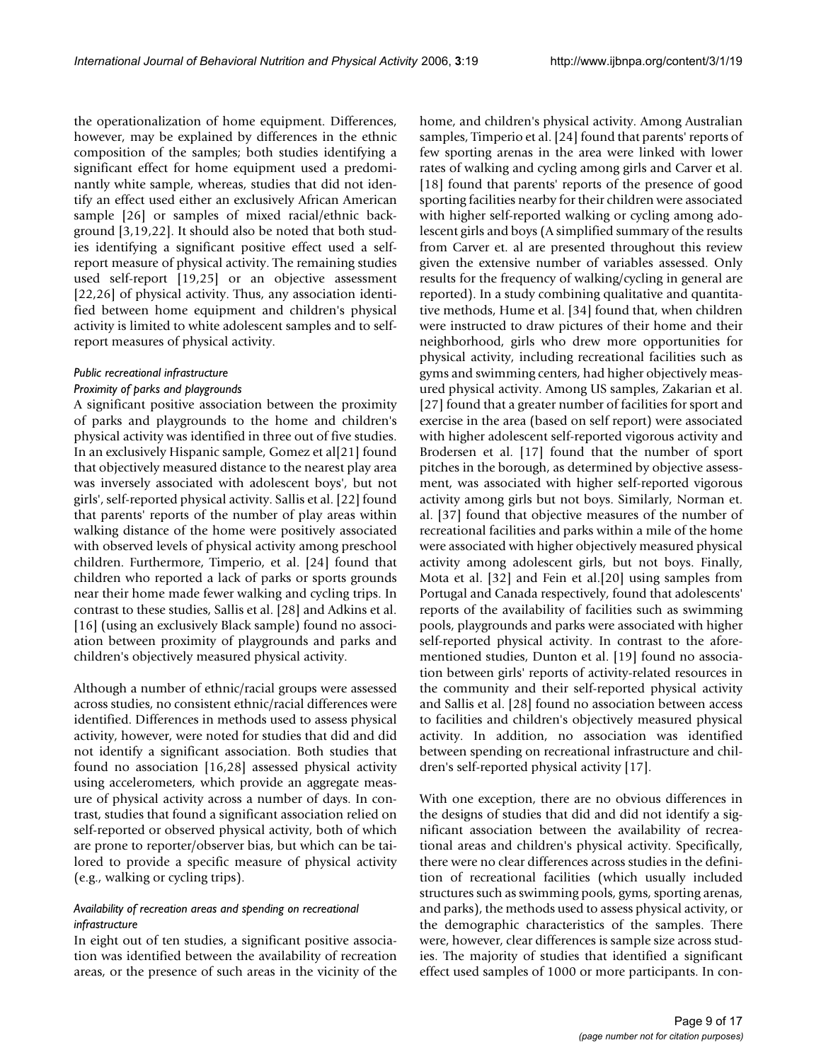the operationalization of home equipment. Differences, however, may be explained by differences in the ethnic composition of the samples; both studies identifying a significant effect for home equipment used a predominantly white sample, whereas, studies that did not identify an effect used either an exclusively African American sample [26] or samples of mixed racial/ethnic background [3,19,22]. It should also be noted that both studies identifying a significant positive effect used a self-report measure of physical activity. The remaining studies used self-report [19,25] or an objective assessment [22,26] of physical activity. Thus, any association identified between home equipment and children's physical activity is limited to white adolescent samples and to self-report measures of physical activity.

#### *Public recreational infrastructure*

##### *Proximity of parks and playgrounds*

A significant positive association between the proximity of parks and playgrounds to the home and children's physical activity was identified in three out of five studies. In an exclusively Hispanic sample, Gomez et al[21] found that objectively measured distance to the nearest play area was inversely associated with adolescent boys', but not girls', self-reported physical activity. Sallis et al. [22] found that parents' reports of the number of play areas within walking distance of the home were positively associated with observed levels of physical activity among preschool children. Furthermore, Timperio, et al. [24] found that children who reported a lack of parks or sports grounds near their home made fewer walking and cycling trips. In contrast to these studies, Sallis et al. [28] and Adkins et al. [16] (using an exclusively Black sample) found no association between proximity of playgrounds and parks and children's objectively measured physical activity.

Although a number of ethnic/racial groups were assessed across studies, no consistent ethnic/racial differences were identified. Differences in methods used to assess physical activity, however, were noted for studies that did and did not identify a significant association. Both studies that found no association [16,28] assessed physical activity using accelerometers, which provide an aggregate measure of physical activity across a number of days. In contrast, studies that found a significant association relied on self-reported or observed physical activity, both of which are prone to reporter/observer bias, but which can be tailored to provide a specific measure of physical activity (e.g., walking or cycling trips).

##### *Availability of recreation areas and spending on recreational infrastructure*

In eight out of ten studies, a significant positive association was identified between the availability of recreation areas, or the presence of such areas in the vicinity of the home, and children's physical activity. Among Australian samples, Timperio et al. [24] found that parents' reports of few sporting arenas in the area were linked with lower rates of walking and cycling among girls and Carver et al. [18] found that parents' reports of the presence of good sporting facilities nearby for their children were associated with higher self-reported walking or cycling among adolescent girls and boys (A simplified summary of the results from Carver et. al are presented throughout this review given the extensive number of variables assessed. Only results for the frequency of walking/cycling in general are reported). In a study combining qualitative and quantitative methods, Hume et al. [34] found that, when children were instructed to draw pictures of their home and their neighborhood, girls who drew more opportunities for physical activity, including recreational facilities such as gyms and swimming centers, had higher objectively measured physical activity. Among US samples, Zakarian et al. [27] found that a greater number of facilities for sport and exercise in the area (based on self report) were associated with higher adolescent self-reported vigorous activity and Brodersen et al. [17] found that the number of sport pitches in the borough, as determined by objective assessment, was associated with higher self-reported vigorous activity among girls but not boys. Similarly, Norman et. al. [37] found that objective measures of the number of recreational facilities and parks within a mile of the home were associated with higher objectively measured physical activity among adolescent girls, but not boys. Finally, Mota et al. [32] and Fein et al.[20] using samples from Portugal and Canada respectively, found that adolescents' reports of the availability of facilities such as swimming pools, playgrounds and parks were associated with higher self-reported physical activity. In contrast to the aforementioned studies, Dunton et al. [19] found no association between girls' reports of activity-related resources in the community and their self-reported physical activity and Sallis et al. [28] found no association between access to facilities and children's objectively measured physical activity. In addition, no association was identified between spending on recreational infrastructure and children's self-reported physical activity [17].

With one exception, there are no obvious differences in the designs of studies that did and did not identify a significant association between the availability of recreational areas and children's physical activity. Specifically, there were no clear differences across studies in the definition of recreational facilities (which usually included structures such as swimming pools, gyms, sporting arenas, and parks), the methods used to assess physical activity, or the demographic characteristics of the samples. There were, however, clear differences is sample size across studies. The majority of studies that identified a significant effect used samples of 1000 or more participants. In con-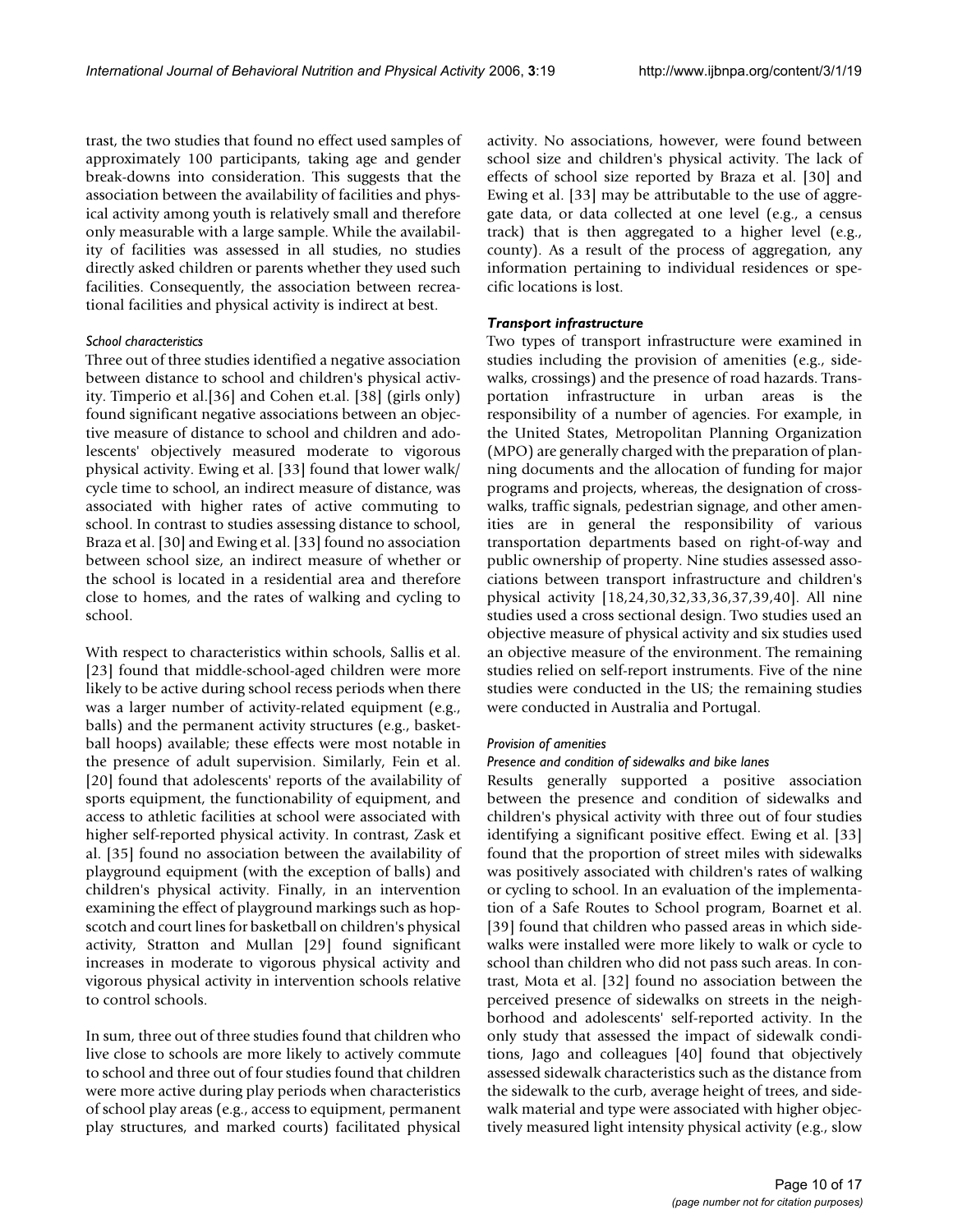trast, the two studies that found no effect used samples of approximately 100 participants, taking age and gender break-downs into consideration. This suggests that the association between the availability of facilities and physical activity among youth is relatively small and therefore only measurable with a large sample. While the availability of facilities was assessed in all studies, no studies directly asked children or parents whether they used such facilities. Consequently, the association between recreational facilities and physical activity is indirect at best.

#### *School characteristics*

Three out of three studies identified a negative association between distance to school and children's physical activity. Timperio et al.[36] and Cohen et.al. [38] (girls only) found significant negative associations between an objective measure of distance to school and children and adolescents' objectively measured moderate to vigorous physical activity. Ewing et al. [33] found that lower walk/cycle time to school, an indirect measure of distance, was associated with higher rates of active commuting to school. In contrast to studies assessing distance to school, Braza et al. [30] and Ewing et al. [33] found no association between school size, an indirect measure of whether or the school is located in a residential area and therefore close to homes, and the rates of walking and cycling to school.

With respect to characteristics within schools, Sallis et al. [23] found that middle-school-aged children were more likely to be active during school recess periods when there was a larger number of activity-related equipment (e.g., balls) and the permanent activity structures (e.g., basketball hoops) available; these effects were most notable in the presence of adult supervision. Similarly, Fein et al. [20] found that adolescents' reports of the availability of sports equipment, the functionability of equipment, and access to athletic facilities at school were associated with higher self-reported physical activity. In contrast, Zask et al. [35] found no association between the availability of playground equipment (with the exception of balls) and children's physical activity. Finally, in an intervention examining the effect of playground markings such as hopscotch and court lines for basketball on children's physical activity, Stratton and Mullan [29] found significant increases in moderate to vigorous physical activity and vigorous physical activity in intervention schools relative to control schools.

In sum, three out of three studies found that children who live close to schools are more likely to actively commute to school and three out of four studies found that children were more active during play periods when characteristics of school play areas (e.g., access to equipment, permanent play structures, and marked courts) facilitated physical activity. No associations, however, were found between school size and children's physical activity. The lack of effects of school size reported by Braza et al. [30] and Ewing et al. [33] may be attributable to the use of aggregate data, or data collected at one level (e.g., a census track) that is then aggregated to a higher level (e.g., county). As a result of the process of aggregation, any information pertaining to individual residences or specific locations is lost.

### *Transport infrastructure*

Two types of transport infrastructure were examined in studies including the provision of amenities (e.g., sidewalks, crossings) and the presence of road hazards. Transportation infrastructure in urban areas is the responsibility of a number of agencies. For example, in the United States, Metropolitan Planning Organization (MPO) are generally charged with the preparation of planning documents and the allocation of funding for major programs and projects, whereas, the designation of crosswalks, traffic signals, pedestrian signage, and other amenities are in general the responsibility of various transportation departments based on right-of-way and public ownership of property. Nine studies assessed associations between transport infrastructure and children's physical activity [18,24,30,32,33,36,37,39,40]. All nine studies used a cross sectional design. Two studies used an objective measure of physical activity and six studies used an objective measure of the environment. The remaining studies relied on self-report instruments. Five of the nine studies were conducted in the US; the remaining studies were conducted in Australia and Portugal.

#### *Provision of amenities*

#### *Presence and condition of sidewalks and bike lanes*

Results generally supported a positive association between the presence and condition of sidewalks and children's physical activity with three out of four studies identifying a significant positive effect. Ewing et al. [33] found that the proportion of street miles with sidewalks was positively associated with children's rates of walking or cycling to school. In an evaluation of the implementation of a Safe Routes to School program, Boarnet et al. [39] found that children who passed areas in which sidewalks were installed were more likely to walk or cycle to school than children who did not pass such areas. In contrast, Mota et al. [32] found no association between the perceived presence of sidewalks on streets in the neighborhood and adolescents' self-reported activity. In the only study that assessed the impact of sidewalk conditions, Jago and colleagues [40] found that objectively assessed sidewalk characteristics such as the distance from the sidewalk to the curb, average height of trees, and sidewalk material and type were associated with higher objectively measured light intensity physical activity (e.g., slow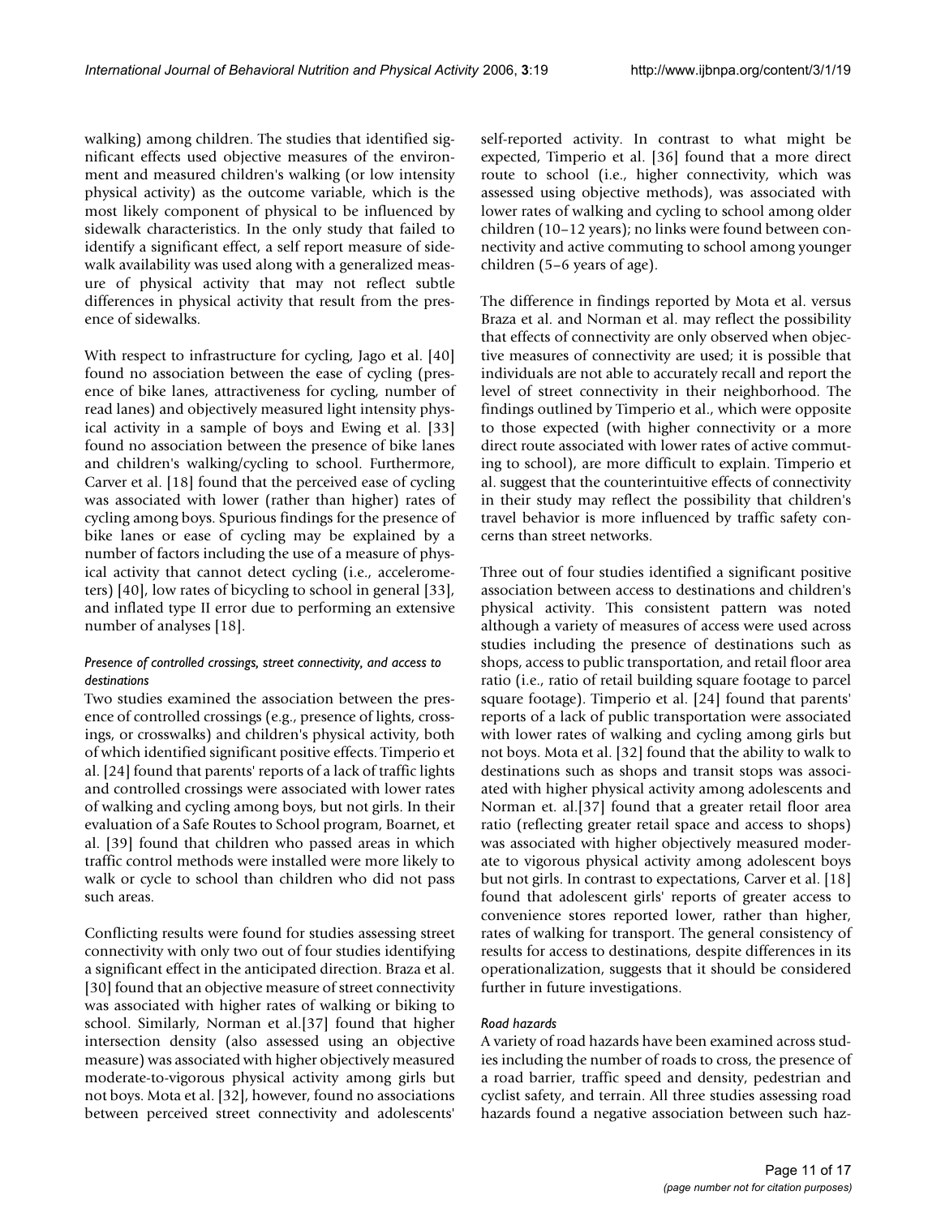walking) among children. The studies that identified significant effects used objective measures of the environment and measured children's walking (or low intensity physical activity) as the outcome variable, which is the most likely component of physical to be influenced by sidewalk characteristics. In the only study that failed to identify a significant effect, a self report measure of sidewalk availability was used along with a generalized measure of physical activity that may not reflect subtle differences in physical activity that result from the presence of sidewalks.

With respect to infrastructure for cycling, Jago et al. [40] found no association between the ease of cycling (presence of bike lanes, attractiveness for cycling, number of read lanes) and objectively measured light intensity physical activity in a sample of boys and Ewing et al. [33] found no association between the presence of bike lanes and children's walking/cycling to school. Furthermore, Carver et al. [18] found that the perceived ease of cycling was associated with lower (rather than higher) rates of cycling among boys. Spurious findings for the presence of bike lanes or ease of cycling may be explained by a number of factors including the use of a measure of physical activity that cannot detect cycling (i.e., accelerometers) [40], low rates of bicycling to school in general [33], and inflated type II error due to performing an extensive number of analyses [18].

#### *Presence of controlled crossings, street connectivity, and access to destinations*

Two studies examined the association between the presence of controlled crossings (e.g., presence of lights, crossings, or crosswalks) and children's physical activity, both of which identified significant positive effects. Timperio et al. [24] found that parents' reports of a lack of traffic lights and controlled crossings were associated with lower rates of walking and cycling among boys, but not girls. In their evaluation of a Safe Routes to School program, Boarnet, et al. [39] found that children who passed areas in which traffic control methods were installed were more likely to walk or cycle to school than children who did not pass such areas.

Conflicting results were found for studies assessing street connectivity with only two out of four studies identifying a significant effect in the anticipated direction. Braza et al. [30] found that an objective measure of street connectivity was associated with higher rates of walking or biking to school. Similarly, Norman et al.[37] found that higher intersection density (also assessed using an objective measure) was associated with higher objectively measured moderate-to-vigorous physical activity among girls but not boys. Mota et al. [32], however, found no associations between perceived street connectivity and adolescents' self-reported activity. In contrast to what might be expected, Timperio et al. [36] found that a more direct route to school (i.e., higher connectivity, which was assessed using objective methods), was associated with lower rates of walking and cycling to school among older children (10–12 years); no links were found between connectivity and active commuting to school among younger children (5–6 years of age).

The difference in findings reported by Mota et al. versus Braza et al. and Norman et al. may reflect the possibility that effects of connectivity are only observed when objective measures of connectivity are used; it is possible that individuals are not able to accurately recall and report the level of street connectivity in their neighborhood. The findings outlined by Timperio et al., which were opposite to those expected (with higher connectivity or a more direct route associated with lower rates of active commuting to school), are more difficult to explain. Timperio et al. suggest that the counterintuitive effects of connectivity in their study may reflect the possibility that children's travel behavior is more influenced by traffic safety concerns than street networks.

Three out of four studies identified a significant positive association between access to destinations and children's physical activity. This consistent pattern was noted although a variety of measures of access were used across studies including the presence of destinations such as shops, access to public transportation, and retail floor area ratio (i.e., ratio of retail building square footage to parcel square footage). Timperio et al. [24] found that parents' reports of a lack of public transportation were associated with lower rates of walking and cycling among girls but not boys. Mota et al. [32] found that the ability to walk to destinations such as shops and transit stops was associated with higher physical activity among adolescents and Norman et. al.[37] found that a greater retail floor area ratio (reflecting greater retail space and access to shops) was associated with higher objectively measured moderate to vigorous physical activity among adolescent boys but not girls. In contrast to expectations, Carver et al. [18] found that adolescent girls' reports of greater access to convenience stores reported lower, rather than higher, rates of walking for transport. The general consistency of results for access to destinations, despite differences in its operationalization, suggests that it should be considered further in future investigations.

#### *Road hazards*

A variety of road hazards have been examined across studies including the number of roads to cross, the presence of a road barrier, traffic speed and density, pedestrian and cyclist safety, and terrain. All three studies assessing road hazards found a negative association between such haz-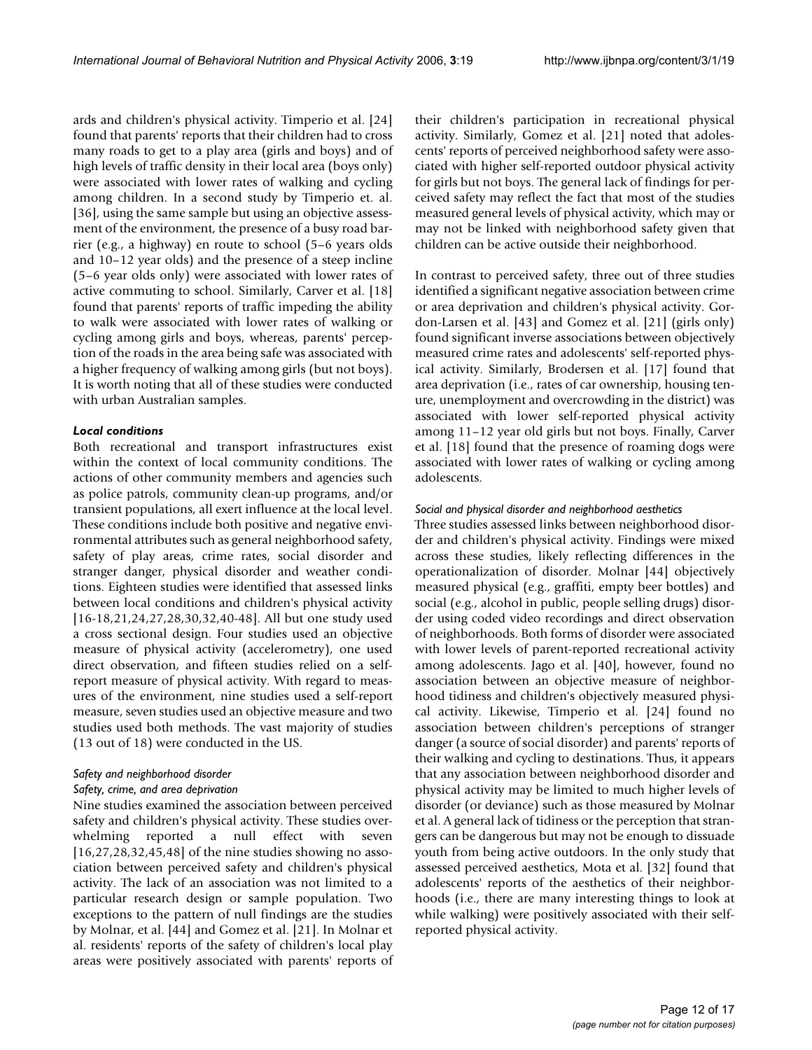ards and children's physical activity. Timperio et al. [24] found that parents' reports that their children had to cross many roads to get to a play area (girls and boys) and of high levels of traffic density in their local area (boys only) were associated with lower rates of walking and cycling among children. In a second study by Timperio et. al. [36], using the same sample but using an objective assessment of the environment, the presence of a busy road barrier (e.g., a highway) en route to school (5–6 years olds and 10–12 year olds) and the presence of a steep incline (5–6 year olds only) were associated with lower rates of active commuting to school. Similarly, Carver et al. [18] found that parents' reports of traffic impeding the ability to walk were associated with lower rates of walking or cycling among girls and boys, whereas, parents' perception of the roads in the area being safe was associated with a higher frequency of walking among girls (but not boys). It is worth noting that all of these studies were conducted with urban Australian samples.

### *Local conditions*

Both recreational and transport infrastructures exist within the context of local community conditions. The actions of other community members and agencies such as police patrols, community clean-up programs, and/or transient populations, all exert influence at the local level. These conditions include both positive and negative environmental attributes such as general neighborhood safety, safety of play areas, crime rates, social disorder and stranger danger, physical disorder and weather conditions. Eighteen studies were identified that assessed links between local conditions and children's physical activity [16-18,21,24,27,28,30,32,40-48]. All but one study used a cross sectional design. Four studies used an objective measure of physical activity (accelerometry), one used direct observation, and fifteen studies relied on a self-report measure of physical activity. With regard to measures of the environment, nine studies used a self-report measure, seven studies used an objective measure and two studies used both methods. The vast majority of studies (13 out of 18) were conducted in the US.

#### *Safety and neighborhood disorder*

##### *Safety, crime, and area deprivation*

Nine studies examined the association between perceived safety and children's physical activity. These studies overwhelming reported a null effect with seven [16,27,28,32,45,48] of the nine studies showing no association between perceived safety and children's physical activity. The lack of an association was not limited to a particular research design or sample population. Two exceptions to the pattern of null findings are the studies by Molnar, et al. [44] and Gomez et al. [21]. In Molnar et al. residents' reports of the safety of children's local play areas were positively associated with parents' reports of their children's participation in recreational physical activity. Similarly, Gomez et al. [21] noted that adolescents' reports of perceived neighborhood safety were associated with higher self-reported outdoor physical activity for girls but not boys. The general lack of findings for perceived safety may reflect the fact that most of the studies measured general levels of physical activity, which may or may not be linked with neighborhood safety given that children can be active outside their neighborhood.

In contrast to perceived safety, three out of three studies identified a significant negative association between crime or area deprivation and children's physical activity. Gordon-Larsen et al. [43] and Gomez et al. [21] (girls only) found significant inverse associations between objectively measured crime rates and adolescents' self-reported physical activity. Similarly, Brodersen et al. [17] found that area deprivation (i.e., rates of car ownership, housing tenure, unemployment and overcrowding in the district) was associated with lower self-reported physical activity among 11–12 year old girls but not boys. Finally, Carver et al. [18] found that the presence of roaming dogs were associated with lower rates of walking or cycling among adolescents.

##### *Social and physical disorder and neighborhood aesthetics*

Three studies assessed links between neighborhood disorder and children's physical activity. Findings were mixed across these studies, likely reflecting differences in the operationalization of disorder. Molnar [44] objectively measured physical (e.g., graffiti, empty beer bottles) and social (e.g., alcohol in public, people selling drugs) disorder using coded video recordings and direct observation of neighborhoods. Both forms of disorder were associated with lower levels of parent-reported recreational activity among adolescents. Jago et al. [40], however, found no association between an objective measure of neighborhood tidiness and children's objectively measured physical activity. Likewise, Timperio et al. [24] found no association between children's perceptions of stranger danger (a source of social disorder) and parents' reports of their walking and cycling to destinations. Thus, it appears that any association between neighborhood disorder and physical activity may be limited to much higher levels of disorder (or deviance) such as those measured by Molnar et al. A general lack of tidiness or the perception that strangers can be dangerous but may not be enough to dissuade youth from being active outdoors. In the only study that assessed perceived aesthetics, Mota et al. [32] found that adolescents' reports of the aesthetics of their neighborhoods (i.e., there are many interesting things to look at while walking) were positively associated with their self-reported physical activity.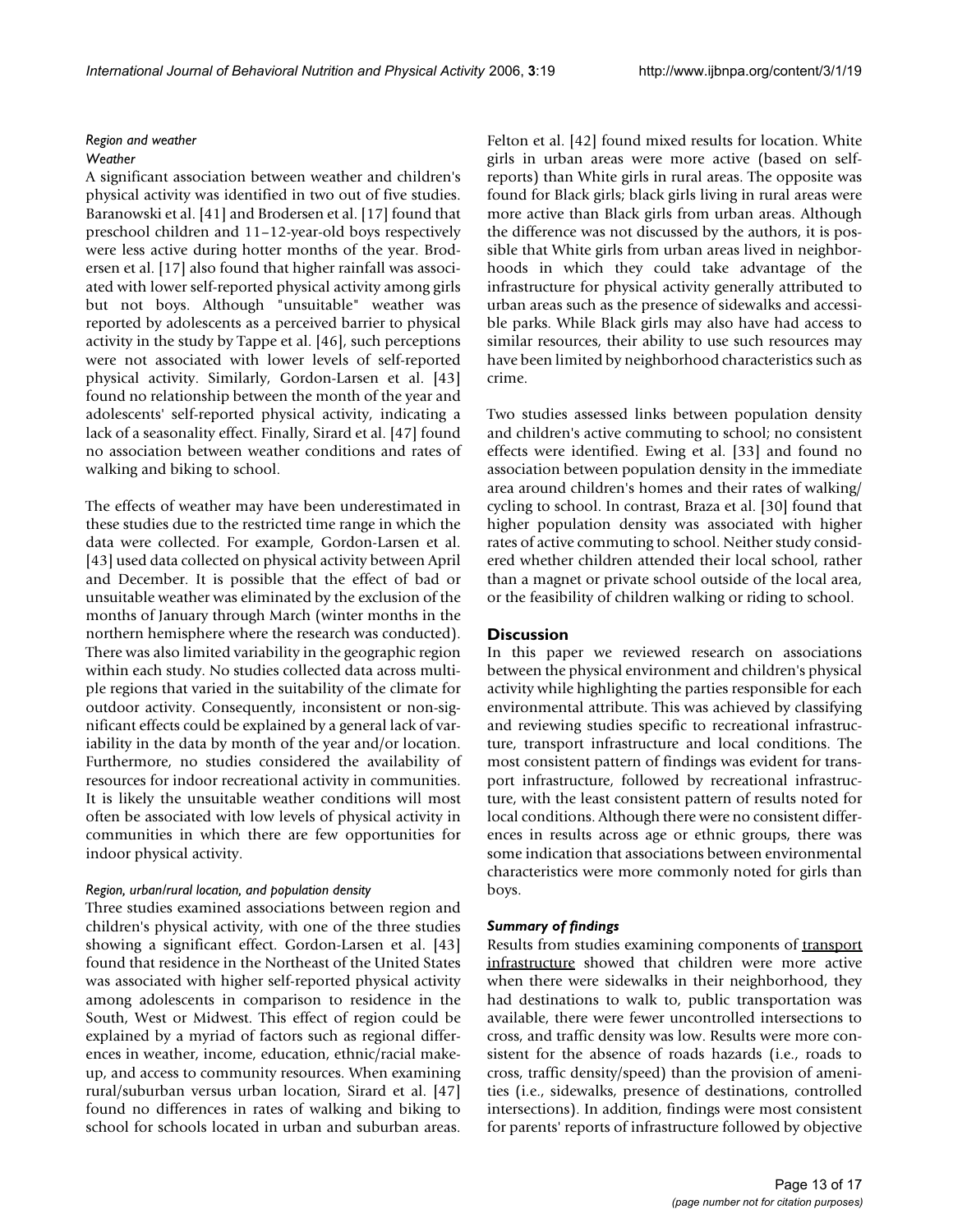*Region and weather*

*Weather*

A significant association between weather and children's physical activity was identified in two out of five studies. Baranowski et al. [41] and Brodersen et al. [17] found that preschool children and 11–12-year-old boys respectively were less active during hotter months of the year. Brodersen et al. [17] also found that higher rainfall was associated with lower self-reported physical activity among girls but not boys. Although "unsuitable" weather was reported by adolescents as a perceived barrier to physical activity in the study by Tappe et al. [46], such perceptions were not associated with lower levels of self-reported physical activity. Similarly, Gordon-Larsen et al. [43] found no relationship between the month of the year and adolescents' self-reported physical activity, indicating a lack of a seasonality effect. Finally, Sirard et al. [47] found no association between weather conditions and rates of walking and biking to school.

The effects of weather may have been underestimated in these studies due to the restricted time range in which the data were collected. For example, Gordon-Larsen et al. [43] used data collected on physical activity between April and December. It is possible that the effect of bad or unsuitable weather was eliminated by the exclusion of the months of January through March (winter months in the northern hemisphere where the research was conducted). There was also limited variability in the geographic region within each study. No studies collected data across multiple regions that varied in the suitability of the climate for outdoor activity. Consequently, inconsistent or non-significant effects could be explained by a general lack of variability in the data by month of the year and/or location. Furthermore, no studies considered the availability of resources for indoor recreational activity in communities. It is likely the unsuitable weather conditions will most often be associated with low levels of physical activity in communities in which there are few opportunities for indoor physical activity.

*Region, urban/rural location, and population density*

Three studies examined associations between region and children's physical activity, with one of the three studies showing a significant effect. Gordon-Larsen et al. [43] found that residence in the Northeast of the United States was associated with higher self-reported physical activity among adolescents in comparison to residence in the South, West or Midwest. This effect of region could be explained by a myriad of factors such as regional differences in weather, income, education, ethnic/racial makeup, and access to community resources. When examining rural/suburban versus urban location, Sirard et al. [47] found no differences in rates of walking and biking to school for schools located in urban and suburban areas. Felton et al. [42] found mixed results for location. White girls in urban areas were more active (based on self-reports) than White girls in rural areas. The opposite was found for Black girls; black girls living in rural areas were more active than Black girls from urban areas. Although the difference was not discussed by the authors, it is possible that White girls from urban areas lived in neighborhoods in which they could take advantage of the infrastructure for physical activity generally attributed to urban areas such as the presence of sidewalks and accessible parks. While Black girls may also have had access to similar resources, their ability to use such resources may have been limited by neighborhood characteristics such as crime.

Two studies assessed links between population density and children's active commuting to school; no consistent effects were identified. Ewing et al. [33] and found no association between population density in the immediate area around children's homes and their rates of walking/cycling to school. In contrast, Braza et al. [30] found that higher population density was associated with higher rates of active commuting to school. Neither study considered whether children attended their local school, rather than a magnet or private school outside of the local area, or the feasibility of children walking or riding to school.

## Discussion

In this paper we reviewed research on associations between the physical environment and children's physical activity while highlighting the parties responsible for each environmental attribute. This was achieved by classifying and reviewing studies specific to recreational infrastructure, transport infrastructure and local conditions. The most consistent pattern of findings was evident for transport infrastructure, followed by recreational infrastructure, with the least consistent pattern of results noted for local conditions. Although there were no consistent differences in results across age or ethnic groups, there was some indication that associations between environmental characteristics were more commonly noted for girls than boys.

### *Summary of findings*

Results from studies examining components of transport infrastructure showed that children were more active when there were sidewalks in their neighborhood, they had destinations to walk to, public transportation was available, there were fewer uncontrolled intersections to cross, and traffic density was low. Results were more consistent for the absence of roads hazards (i.e., roads to cross, traffic density/speed) than the provision of amenities (i.e., sidewalks, presence of destinations, controlled intersections). In addition, findings were most consistent for parents' reports of infrastructure followed by objective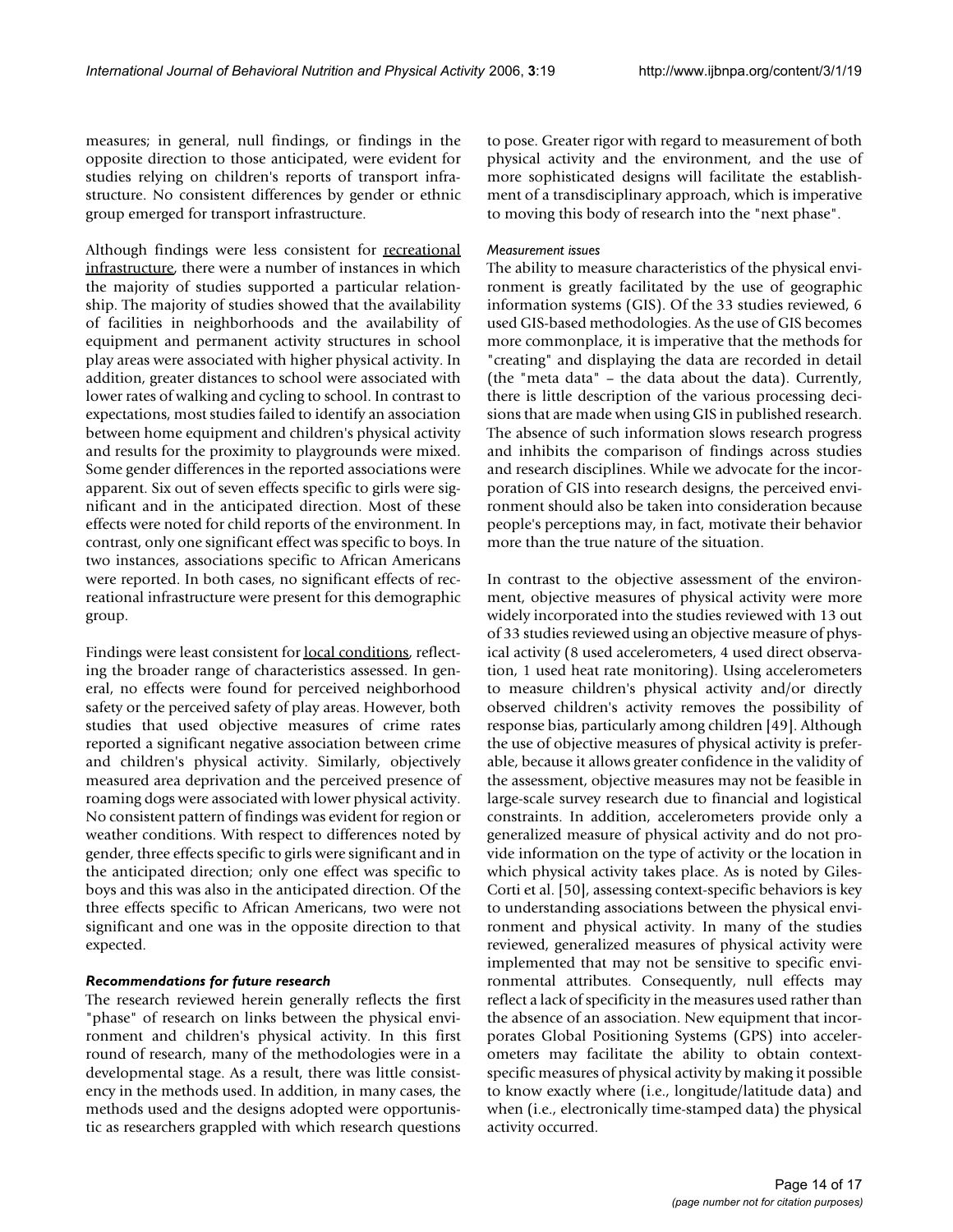measures; in general, null findings, or findings in the opposite direction to those anticipated, were evident for studies relying on children's reports of transport infrastructure. No consistent differences by gender or ethnic group emerged for transport infrastructure.

Although findings were less consistent for recreational infrastructure, there were a number of instances in which the majority of studies supported a particular relationship. The majority of studies showed that the availability of facilities in neighborhoods and the availability of equipment and permanent activity structures in school play areas were associated with higher physical activity. In addition, greater distances to school were associated with lower rates of walking and cycling to school. In contrast to expectations, most studies failed to identify an association between home equipment and children's physical activity and results for the proximity to playgrounds were mixed. Some gender differences in the reported associations were apparent. Six out of seven effects specific to girls were significant and in the anticipated direction. Most of these effects were noted for child reports of the environment. In contrast, only one significant effect was specific to boys. In two instances, associations specific to African Americans were reported. In both cases, no significant effects of recreational infrastructure were present for this demographic group.

Findings were least consistent for local conditions, reflecting the broader range of characteristics assessed. In general, no effects were found for perceived neighborhood safety or the perceived safety of play areas. However, both studies that used objective measures of crime rates reported a significant negative association between crime and children's physical activity. Similarly, objectively measured area deprivation and the perceived presence of roaming dogs were associated with lower physical activity. No consistent pattern of findings was evident for region or weather conditions. With respect to differences noted by gender, three effects specific to girls were significant and in the anticipated direction; only one effect was specific to boys and this was also in the anticipated direction. Of the three effects specific to African Americans, two were not significant and one was in the opposite direction to that expected.

### *Recommendations for future research*

The research reviewed herein generally reflects the first "phase" of research on links between the physical environment and children's physical activity. In this first round of research, many of the methodologies were in a developmental stage. As a result, there was little consistency in the methods used. In addition, in many cases, the methods used and the designs adopted were opportunistic as researchers grappled with which research questions to pose. Greater rigor with regard to measurement of both physical activity and the environment, and the use of more sophisticated designs will facilitate the establishment of a transdisciplinary approach, which is imperative to moving this body of research into the "next phase".

#### *Measurement issues*

The ability to measure characteristics of the physical environment is greatly facilitated by the use of geographic information systems (GIS). Of the 33 studies reviewed, 6 used GIS-based methodologies. As the use of GIS becomes more commonplace, it is imperative that the methods for "creating" and displaying the data are recorded in detail (the "meta data" – the data about the data). Currently, there is little description of the various processing decisions that are made when using GIS in published research. The absence of such information slows research progress and inhibits the comparison of findings across studies and research disciplines. While we advocate for the incorporation of GIS into research designs, the perceived environment should also be taken into consideration because people's perceptions may, in fact, motivate their behavior more than the true nature of the situation.

In contrast to the objective assessment of the environment, objective measures of physical activity were more widely incorporated into the studies reviewed with 13 out of 33 studies reviewed using an objective measure of physical activity (8 used accelerometers, 4 used direct observation, 1 used heat rate monitoring). Using accelerometers to measure children's physical activity and/or directly observed children's activity removes the possibility of response bias, particularly among children [49]. Although the use of objective measures of physical activity is preferable, because it allows greater confidence in the validity of the assessment, objective measures may not be feasible in large-scale survey research due to financial and logistical constraints. In addition, accelerometers provide only a generalized measure of physical activity and do not provide information on the type of activity or the location in which physical activity takes place. As is noted by Giles-Corti et al. [50], assessing context-specific behaviors is key to understanding associations between the physical environment and physical activity. In many of the studies reviewed, generalized measures of physical activity were implemented that may not be sensitive to specific environmental attributes. Consequently, null effects may reflect a lack of specificity in the measures used rather than the absence of an association. New equipment that incorporates Global Positioning Systems (GPS) into accelerometers may facilitate the ability to obtain context-specific measures of physical activity by making it possible to know exactly where (i.e., longitude/latitude data) and when (i.e., electronically time-stamped data) the physical activity occurred.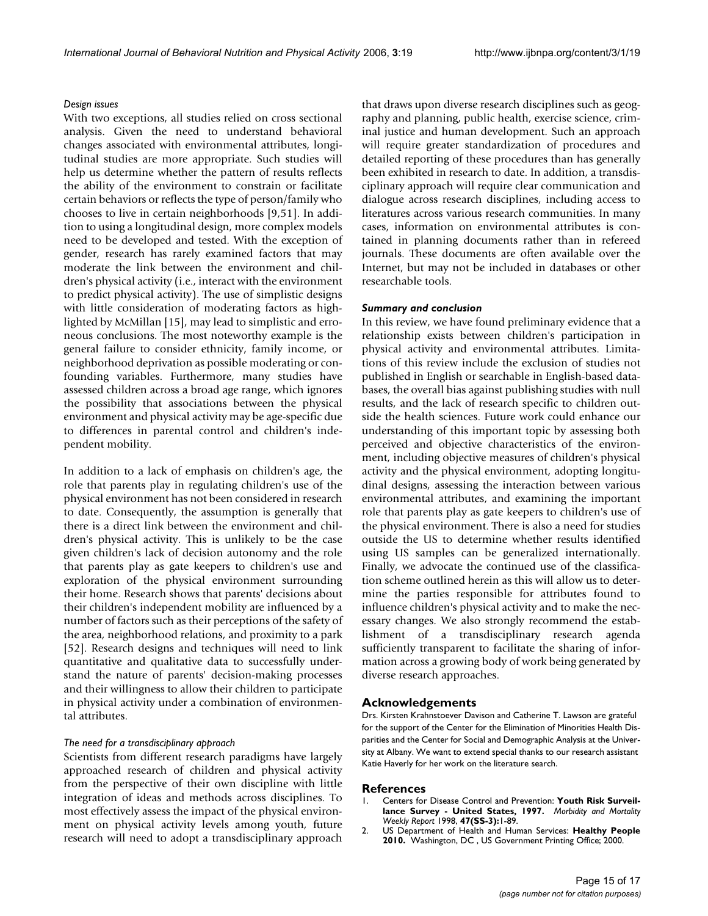#### *Design issues*

With two exceptions, all studies relied on cross sectional analysis. Given the need to understand behavioral changes associated with environmental attributes, longitudinal studies are more appropriate. Such studies will help us determine whether the pattern of results reflects the ability of the environment to constrain or facilitate certain behaviors or reflects the type of person/family who chooses to live in certain neighborhoods [9,51]. In addition to using a longitudinal design, more complex models need to be developed and tested. With the exception of gender, research has rarely examined factors that may moderate the link between the environment and children's physical activity (i.e., interact with the environment to predict physical activity). The use of simplistic designs with little consideration of moderating factors as highlighted by McMillan [15], may lead to simplistic and erroneous conclusions. The most noteworthy example is the general failure to consider ethnicity, family income, or neighborhood deprivation as possible moderating or confounding variables. Furthermore, many studies have assessed children across a broad age range, which ignores the possibility that associations between the physical environment and physical activity may be age-specific due to differences in parental control and children's independent mobility.

In addition to a lack of emphasis on children's age, the role that parents play in regulating children's use of the physical environment has not been considered in research to date. Consequently, the assumption is generally that there is a direct link between the environment and children's physical activity. This is unlikely to be the case given children's lack of decision autonomy and the role that parents play as gate keepers to children's use and exploration of the physical environment surrounding their home. Research shows that parents' decisions about their children's independent mobility are influenced by a number of factors such as their perceptions of the safety of the area, neighborhood relations, and proximity to a park [52]. Research designs and techniques will need to link quantitative and qualitative data to successfully understand the nature of parents' decision-making processes and their willingness to allow their children to participate in physical activity under a combination of environmental attributes.

#### *The need for a transdisciplinary approach*

Scientists from different research paradigms have largely approached research of children and physical activity from the perspective of their own discipline with little integration of ideas and methods across disciplines. To most effectively assess the impact of the physical environment on physical activity levels among youth, future research will need to adopt a transdisciplinary approach that draws upon diverse research disciplines such as geography and planning, public health, exercise science, criminal justice and human development. Such an approach will require greater standardization of procedures and detailed reporting of these procedures than has generally been exhibited in research to date. In addition, a transdisciplinary approach will require clear communication and dialogue across research disciplines, including access to literatures across various research communities. In many cases, information on environmental attributes is contained in planning documents rather than in refereed journals. These documents are often available over the Internet, but may not be included in databases or other researchable tools.

### *Summary and conclusion*

In this review, we have found preliminary evidence that a relationship exists between children's participation in physical activity and environmental attributes. Limitations of this review include the exclusion of studies not published in English or searchable in English-based databases, the overall bias against publishing studies with null results, and the lack of research specific to children outside the health sciences. Future work could enhance our understanding of this important topic by assessing both perceived and objective characteristics of the environment, including objective measures of children's physical activity and the physical environment, adopting longitudinal designs, assessing the interaction between various environmental attributes, and examining the important role that parents play as gate keepers to children's use of the physical environment. There is also a need for studies outside the US to determine whether results identified using US samples can be generalized internationally. Finally, we advocate the continued use of the classification scheme outlined herein as this will allow us to determine the parties responsible for attributes found to influence children's physical activity and to make the necessary changes. We also strongly recommend the establishment of a transdisciplinary research agenda sufficiently transparent to facilitate the sharing of information across a growing body of work being generated by diverse research approaches.

## Acknowledgements

Drs. Kirsten Krahnstoever Davison and Catherine T. Lawson are grateful for the support of the Center for the Elimination of Minorities Health Disparities and the Center for Social and Demographic Analysis at the University at Albany. We want to extend special thanks to our research assistant Katie Haverly for her work on the literature search.

## References

1. Centers for Disease Control and Prevention: **Youth Risk Surveillance Survey - United States, 1997.** *Morbidity and Mortality Weekly Report* 1998, **47(SS-3):**1-89.
2. US Department of Health and Human Services: **Healthy People 2010.** Washington, DC , US Government Printing Office; 2000.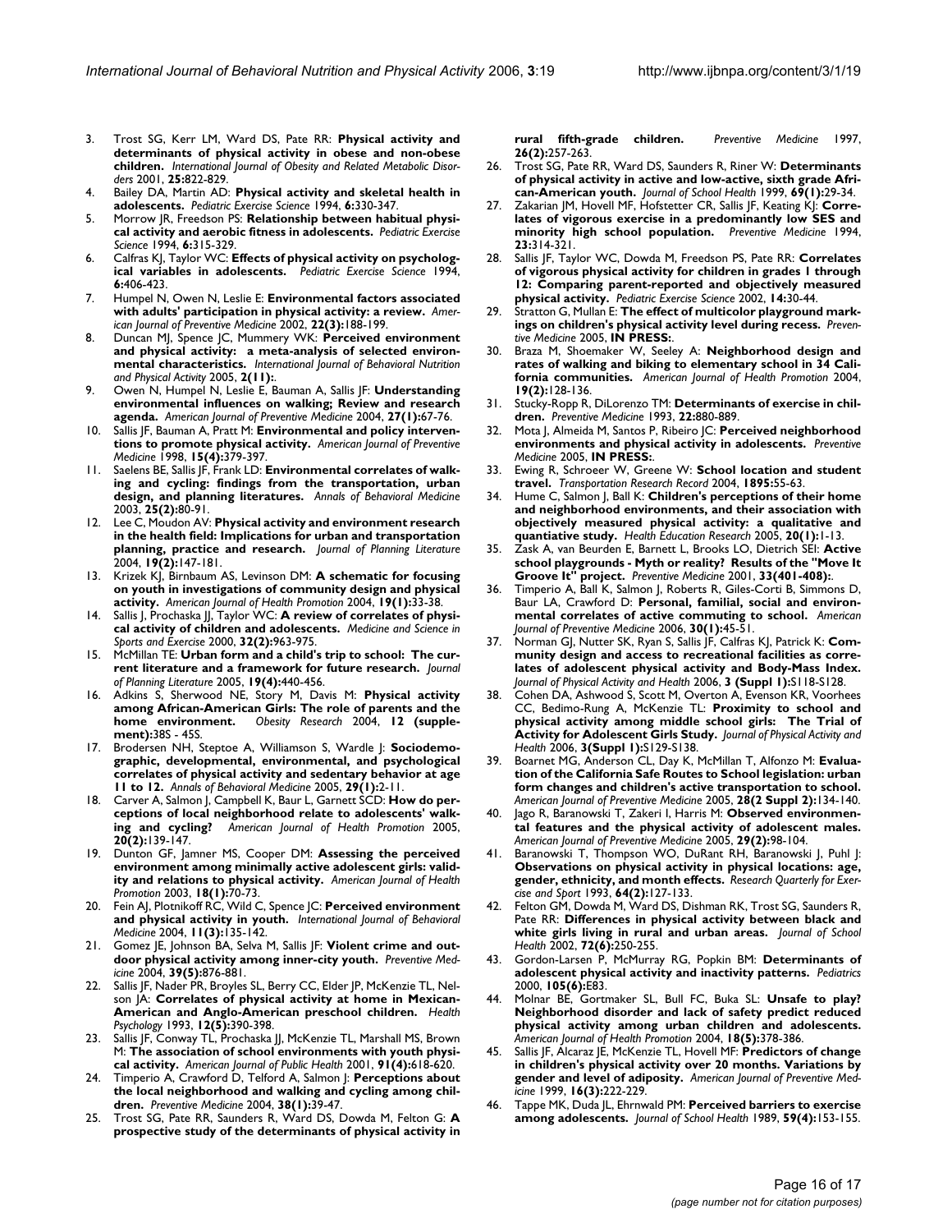3. Trost SG, Kerr LM, Ward DS, Pate RR: **Physical activity and determinants of physical activity in obese and non-obese children.** *International Journal of Obesity and Related Metabolic Disorders* 2001, **25:**822-829.
4. Bailey DA, Martin AD: **Physical activity and skeletal health in adolescents.** *Pediatric Exercise Science* 1994, **6:**330-347.
5. Morrow JR, Freedson PS: **Relationship between habitual physical activity and aerobic fitness in adolescents.** *Pediatric Exercise Science* 1994, **6:**315-329.
6. Calfras KJ, Taylor WC: **Effects of physical activity on psychological variables in adolescents.** *Pediatric Exercise Science* 1994, **6:**406-423.
7. Humpel N, Owen N, Leslie E: **Environmental factors associated with adults' participation in physical activity: a review.** *American Journal of Preventive Medicine* 2002, **22(3):**188-199.
8. Duncan MJ, Spence JC, Mummery WK: **Perceived environment and physical activity: a meta-analysis of selected environmental characteristics.** *International Journal of Behavioral Nutrition and Physical Activity* 2005, **2(11):**.
9. Owen N, Humpel N, Leslie E, Bauman A, Sallis JF: **Understanding environmental influences on walking; Review and research agenda.** *American Journal of Preventive Medicine* 2004, **27(1):**67-76.
10. Sallis JF, Bauman A, Pratt M: **Environmental and policy interventions to promote physical activity.** *American Journal of Preventive Medicine* 1998, **15(4):**379-397.
11. Saelens BE, Sallis JF, Frank LD: **Environmental correlates of walking and cycling: findings from the transportation, urban design, and planning literatures.** *Annals of Behavioral Medicine* 2003, **25(2):**80-91.
12. Lee C, Moudon AV: **Physical activity and environment research in the health field: Implications for urban and transportation planning, practice and research.** *Journal of Planning Literature* 2004, **19(2):**147-181.
13. Krizek KJ, Birnbaum AS, Levinson DM: **A schematic for focusing on youth in investigations of community design and physical activity.** *American Journal of Health Promotion* 2004, **19(1):**33-38.
14. Sallis J, Prochaska JJ, Taylor WC: **A review of correlates of physical activity of children and adolescents.** *Medicine and Science in Sports and Exercise* 2000, **32(2):**963-975.
15. McMillan TE: **Urban form and a child's trip to school: The current literature and a framework for future research.** *Journal of Planning Literature* 2005, **19(4):**440-456.
16. Adkins S, Sherwood NE, Story M, Davis M: **Physical activity among African-American Girls: The role of parents and the home environment.** *Obesity Research* 2004, **12 (supplement):**38S - 45S.
17. Brodersen NH, Steptoe A, Williamson S, Wardle J: **Sociodemographic, developmental, environmental, and psychological correlates of physical activity and sedentary behavior at age 11 to 12.** *Annals of Behavioral Medicine* 2005, **29(1):**2-11.
18. Carver A, Salmon J, Campbell K, Baur L, Garnett SCD: **How do perceptions of local neighborhood relate to adolescents' walking and cycling?** *American Journal of Health Promotion* 2005, **20(2):**139-147.
19. Dunton GF, Jamner MS, Cooper DM: **Assessing the perceived environment among minimally active adolescent girls: validity and relations to physical activity.** *American Journal of Health Promotion* 2003, **18(1):**70-73.
20. Fein AJ, Plotnikoff RC, Wild C, Spence JC: **Perceived environment and physical activity in youth.** *International Journal of Behavioral Medicine* 2004, **11(3):**135-142.
21. Gomez JE, Johnson BA, Selva M, Sallis JF: **Violent crime and outdoor physical activity among inner-city youth.** *Preventive Medicine* 2004, **39(5):**876-881.
22. Sallis JF, Nader PR, Broyles SL, Berry CC, Elder JP, McKenzie TL, Nelson JA: **Correlates of physical activity at home in Mexican-American and Anglo-American preschool children.** *Health Psychology* 1993, **12(5):**390-398.
23. Sallis JF, Conway TL, Prochaska JJ, McKenzie TL, Marshall MS, Brown M: **The association of school environments with youth physical activity.** *American Journal of Public Health* 2001, **91(4):**618-620.
24. Timperio A, Crawford D, Telford A, Salmon J: **Perceptions about the local neighborhood and walking and cycling among children.** *Preventive Medicine* 2004, **38(1):**39-47.
25. Trost SG, Pate RR, Saunders R, Ward DS, Dowda M, Felton G: **A prospective study of the determinants of physical activity in rural fifth-grade children.** *Preventive Medicine* 1997, **26(2):**257-263.
26. Trost SG, Pate RR, Ward DS, Saunders R, Riner W: **Determinants of physical activity in active and low-active, sixth grade African-American youth.** *Journal of School Health* 1999, **69(1):**29-34.
27. Zakarian JM, Hovell MF, Hofstetter CR, Sallis JF, Keating KJ: **Correlates of vigorous exercise in a predominantly low SES and minority high school population.** *Preventive Medicine* 1994, **23:**314-321.
28. Sallis JF, Taylor WC, Dowda M, Freedson PS, Pate RR: **Correlates of vigorous physical activity for children in grades 1 through 12: Comparing parent-reported and objectively measured physical activity.** *Pediatric Exercise Science* 2002, **14:**30-44.
29. Stratton G, Mullan E: **The effect of multicolor playground markings on children's physical activity level during recess.** *Preventive Medicine* 2005, **IN PRESS:**.
30. Braza M, Shoemaker W, Seeley A: **Neighborhood design and rates of walking and biking to elementary school in 34 California communities.** *American Journal of Health Promotion* 2004, **19(2):**128-136.
31. Stucky-Ropp R, DiLorenzo TM: **Determinants of exercise in children.** *Preventive Medicine* 1993, **22:**880-889.
32. Mota J, Almeida M, Santos P, Ribeiro JC: **Perceived neighborhood environments and physical activity in adolescents.** *Preventive Medicine* 2005, **IN PRESS:**.
33. Ewing R, Schroeer W, Greene W: **School location and student travel.** *Transportation Research Record* 2004, **1895:**55-63.
34. Hume C, Salmon J, Ball K: **Children's perceptions of their home and neighborhood environments, and their association with objectively measured physical activity: a qualitative and quantitative study.** *Health Education Research* 2005, **20(1):**1-13.
35. Zask A, van Beurden E, Barnett L, Brooks LO, Dietrich SEI: **Active school playgrounds - Myth or reality? Results of the "Move It Groove It" project.** *Preventive Medicine* 2001, **33(401-408):**.
36. Timperio A, Ball K, Salmon J, Roberts R, Giles-Corti B, Simmons D, Baur LA, Crawford D: **Personal, familial, social and environmental correlates of active commuting to school.** *American Journal of Preventive Medicine* 2006, **30(1):**45-51.
37. Norman GJ, Nutter SK, Ryan S, Sallis JF, Calfras KJ, Patrick K: **Community design and access to recreational facilities as correlates of adolescent physical activity and Body-Mass Index.** *Journal of Physical Activity and Health* 2006, **3 (Suppl 1):**S118-S128.
38. Cohen DA, Ashwood S, Scott M, Overton A, Evenson KR, Voorhees CC, Bedimo-Rung A, McKenzie TL: **Proximity to school and physical activity among middle school girls: The Trial of Activity for Adolescent Girls Study.** *Journal of Physical Activity and Health* 2006, **3(Suppl 1):**S129-S138.
39. Boarnet MG, Anderson CL, Day K, McMillan T, Alfonzo M: **Evaluation of the California Safe Routes to School legislation: urban form changes and children's active transportation to school.** *American Journal of Preventive Medicine* 2005, **28(2 Suppl 2):**134-140.
40. Jago R, Baranowski T, Zakeri I, Harris M: **Observed environmental features and the physical activity of adolescent males.** *American Journal of Preventive Medicine* 2005, **29(2):**98-104.
41. Baranowski T, Thompson WO, DuRant RH, Baranowski J, Puhl J: **Observations on physical activity in physical locations: age, gender, ethnicity, and month effects.** *Research Quarterly for Exercise and Sport* 1993, **64(2):**127-133.
42. Felton GM, Dowda M, Ward DS, Dishman RK, Trost SG, Saunders R, Pate RR: **Differences in physical activity between black and white girls living in rural and urban areas.** *Journal of School Health* 2002, **72(6):**250-255.
43. Gordon-Larsen P, McMurray RG, Popkin BM: **Determinants of adolescent physical activity and inactivity patterns.** *Pediatrics* 2000, **105(6):**E83.
44. Molnar BE, Gortmaker SL, Bull FC, Buka SL: **Unsafe to play? Neighborhood disorder and lack of safety predict reduced physical activity among urban children and adolescents.** *American Journal of Health Promotion* 2004, **18(5):**378-386.
45. Sallis JF, Alcaraz JE, McKenzie TL, Hovell MF: **Predictors of change in children's physical activity over 20 months. Variations by gender and level of adiposity.** *American Journal of Preventive Medicine* 1999, **16(3):**222-229.
46. Tappe MK, Duda JL, Ehrnwald PM: **Perceived barriers to exercise among adolescents.** *Journal of School Health* 1989, **59(4):**153-155.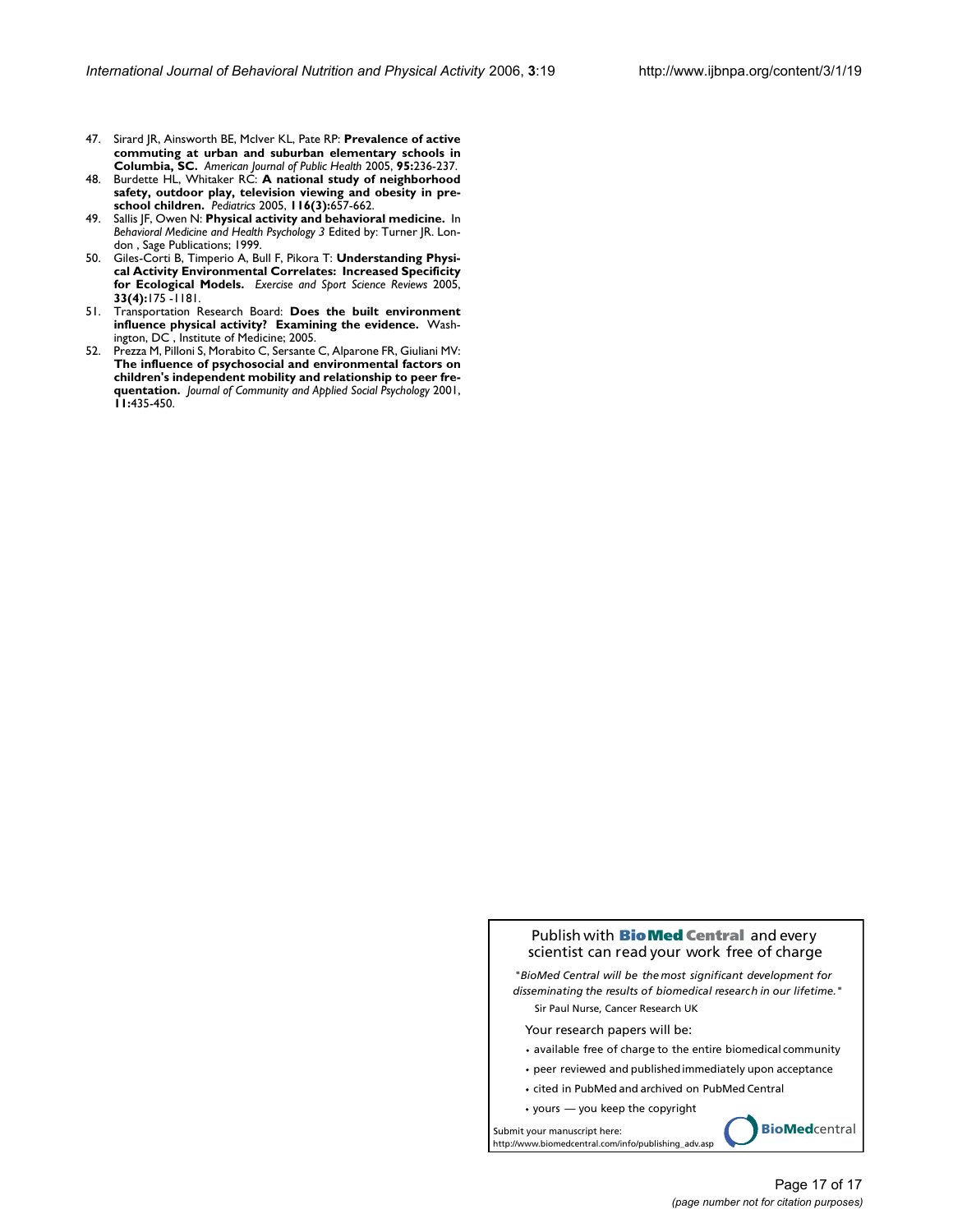47. Sirard JR, Ainsworth BE, McIver KL, Pate RP: **Prevalence of active commuting at urban and suburban elementary schools in Columbia, SC.** *American Journal of Public Health* 2005, **95:**236-237.
48. Burdette HL, Whitaker RC: **A national study of neighborhood safety, outdoor play, television viewing and obesity in preschool children.** *Pediatrics* 2005, **116(3):**657-662.
49. Sallis JF, Owen N: **Physical activity and behavioral medicine.** In *Behavioral Medicine and Health Psychology 3* Edited by: Turner JR. London , Sage Publications; 1999.
50. Giles-Corti B, Timperio A, Bull F, Pikora T: **Understanding Physical Activity Environmental Correlates: Increased Specificity for Ecological Models.** *Exercise and Sport Science Reviews* 2005, **33(4):**175 -1181.
51. Transportation Research Board: **Does the built environment influence physical activity? Examining the evidence.** Washington, DC , Institute of Medicine; 2005.
52. Prezza M, Pilloni S, Morabito C, Sersante C, Alparone FR, Giuliani MV: **The influence of psychosocial and environmental factors on children's independent mobility and relationship to peer frequentation.** *Journal of Community and Applied Social Psychology* 2001, **11:**435-450.

Publish with **BioMed Central** and every scientist can read your work free of charge

*"BioMed Central will be the most significant development for disseminating the results of biomedical research in our lifetime."*

Sir Paul Nurse, Cancer Research UK

Your research papers will be:

- available free of charge to the entire biomedical community
- peer reviewed and published immediately upon acceptance
- cited in PubMed and archived on PubMed Central
- yours — you keep the copyright

Submit your manuscript here:
http://www.biomedcentral.com/info/publishing_adv.asp

**BioMed**central